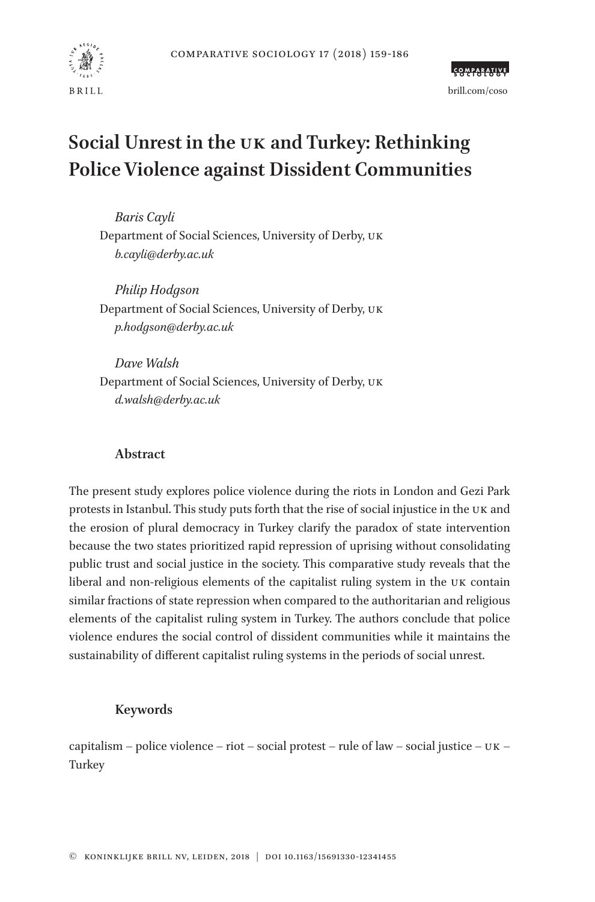# Social Unrest in the UK and Turkey: Rethinking Police Violence against Dissident Communities

*Baris Cayli*
Department of Social Sciences, University of Derby, UK
*b.cayli@derby.ac.uk*

*Philip Hodgson*
Department of Social Sciences, University of Derby, UK
*p.hodgson@derby.ac.uk*

*Dave Walsh*
Department of Social Sciences, University of Derby, UK
*d.walsh@derby.ac.uk*

## Abstract

The present study explores police violence during the riots in London and Gezi Park protests in Istanbul. This study puts forth that the rise of social injustice in the UK and the erosion of plural democracy in Turkey clarify the paradox of state intervention because the two states prioritized rapid repression of uprising without consolidating public trust and social justice in the society. This comparative study reveals that the liberal and non-religious elements of the capitalist ruling system in the UK contain similar fractions of state repression when compared to the authoritarian and religious elements of the capitalist ruling system in Turkey. The authors conclude that police violence endures the social control of dissident communities while it maintains the sustainability of different capitalist ruling systems in the periods of social unrest.

## Keywords

capitalism – police violence – riot – social protest – rule of law – social justice – UK – Turkey

© Koninklijke Brill NV, Leiden, 2018 | DOI 10.1163/15691330-12341455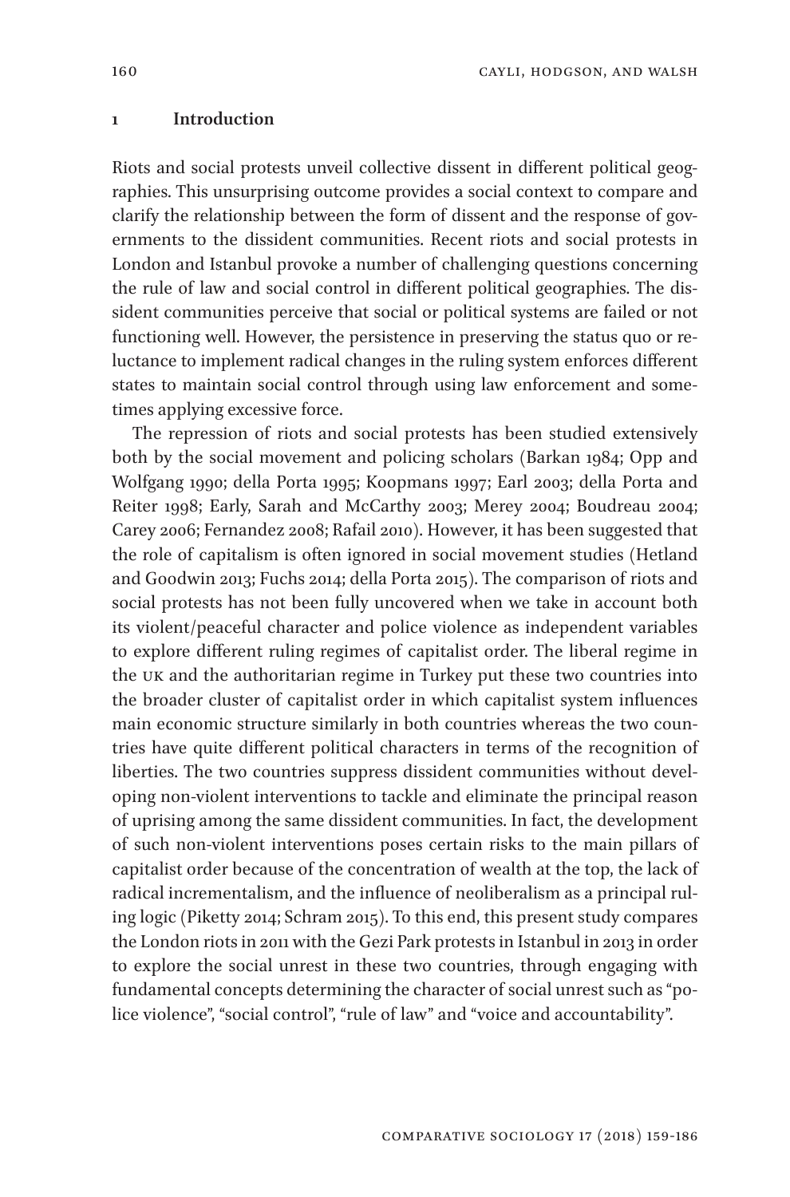## 1 Introduction

Riots and social protests unveil collective dissent in different political geographies. This unsurprising outcome provides a social context to compare and clarify the relationship between the form of dissent and the response of governments to the dissident communities. Recent riots and social protests in London and Istanbul provoke a number of challenging questions concerning the rule of law and social control in different political geographies. The dissident communities perceive that social or political systems are failed or not functioning well. However, the persistence in preserving the status quo or reluctance to implement radical changes in the ruling system enforces different states to maintain social control through using law enforcement and sometimes applying excessive force.

The repression of riots and social protests has been studied extensively both by the social movement and policing scholars (Barkan 1984; Opp and Wolfgang 1990; della Porta 1995; Koopmans 1997; Earl 2003; della Porta and Reiter 1998; Early, Sarah and McCarthy 2003; Merey 2004; Boudreau 2004; Carey 2006; Fernandez 2008; Rafail 2010). However, it has been suggested that the role of capitalism is often ignored in social movement studies (Hetland and Goodwin 2013; Fuchs 2014; della Porta 2015). The comparison of riots and social protests has not been fully uncovered when we take in account both its violent/peaceful character and police violence as independent variables to explore different ruling regimes of capitalist order. The liberal regime in the UK and the authoritarian regime in Turkey put these two countries into the broader cluster of capitalist order in which capitalist system influences main economic structure similarly in both countries whereas the two countries have quite different political characters in terms of the recognition of liberties. The two countries suppress dissident communities without developing non-violent interventions to tackle and eliminate the principal reason of uprising among the same dissident communities. In fact, the development of such non-violent interventions poses certain risks to the main pillars of capitalist order because of the concentration of wealth at the top, the lack of radical incrementalism, and the influence of neoliberalism as a principal ruling logic (Piketty 2014; Schram 2015). To this end, this present study compares the London riots in 2011 with the Gezi Park protests in Istanbul in 2013 in order to explore the social unrest in these two countries, through engaging with fundamental concepts determining the character of social unrest such as "police violence", "social control", "rule of law" and "voice and accountability".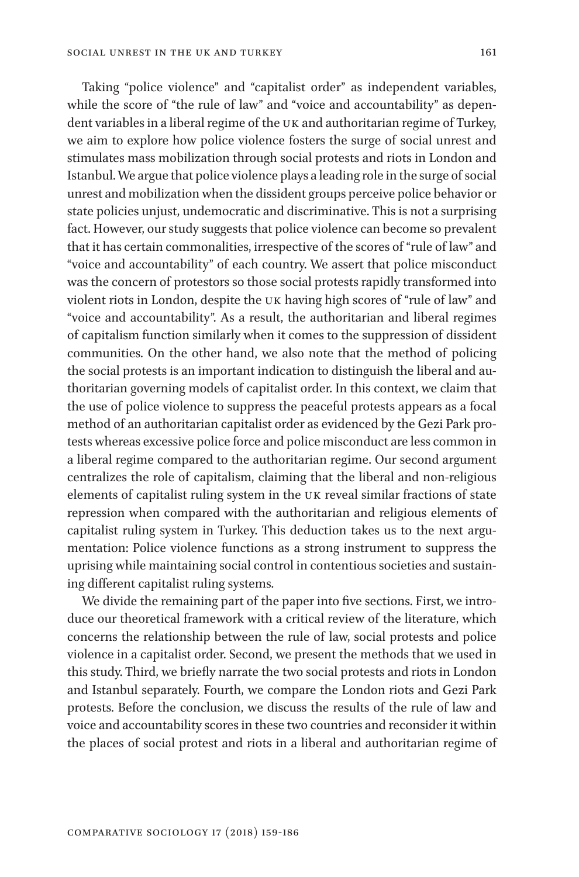Taking "police violence" and "capitalist order" as independent variables, while the score of "the rule of law" and "voice and accountability" as dependent variables in a liberal regime of the UK and authoritarian regime of Turkey, we aim to explore how police violence fosters the surge of social unrest and stimulates mass mobilization through social protests and riots in London and Istanbul. We argue that police violence plays a leading role in the surge of social unrest and mobilization when the dissident groups perceive police behavior or state policies unjust, undemocratic and discriminative. This is not a surprising fact. However, our study suggests that police violence can become so prevalent that it has certain commonalities, irrespective of the scores of "rule of law" and "voice and accountability" of each country. We assert that police misconduct was the concern of protestors so those social protests rapidly transformed into violent riots in London, despite the UK having high scores of "rule of law" and "voice and accountability". As a result, the authoritarian and liberal regimes of capitalism function similarly when it comes to the suppression of dissident communities. On the other hand, we also note that the method of policing the social protests is an important indication to distinguish the liberal and authoritarian governing models of capitalist order. In this context, we claim that the use of police violence to suppress the peaceful protests appears as a focal method of an authoritarian capitalist order as evidenced by the Gezi Park protests whereas excessive police force and police misconduct are less common in a liberal regime compared to the authoritarian regime. Our second argument centralizes the role of capitalism, claiming that the liberal and non-religious elements of capitalist ruling system in the UK reveal similar fractions of state repression when compared with the authoritarian and religious elements of capitalist ruling system in Turkey. This deduction takes us to the next argumentation: Police violence functions as a strong instrument to suppress the uprising while maintaining social control in contentious societies and sustaining different capitalist ruling systems.

We divide the remaining part of the paper into five sections. First, we introduce our theoretical framework with a critical review of the literature, which concerns the relationship between the rule of law, social protests and police violence in a capitalist order. Second, we present the methods that we used in this study. Third, we briefly narrate the two social protests and riots in London and Istanbul separately. Fourth, we compare the London riots and Gezi Park protests. Before the conclusion, we discuss the results of the rule of law and voice and accountability scores in these two countries and reconsider it within the places of social protest and riots in a liberal and authoritarian regime of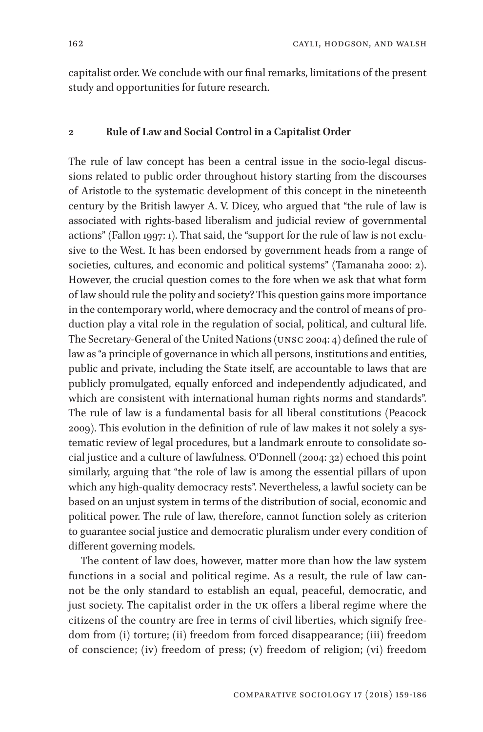capitalist order. We conclude with our final remarks, limitations of the present study and opportunities for future research.

## 2 Rule of Law and Social Control in a Capitalist Order

The rule of law concept has been a central issue in the socio-legal discussions related to public order throughout history starting from the discourses of Aristotle to the systematic development of this concept in the nineteenth century by the British lawyer A. V. Dicey, who argued that "the rule of law is associated with rights-based liberalism and judicial review of governmental actions" (Fallon 1997: 1). That said, the "support for the rule of law is not exclusive to the West. It has been endorsed by government heads from a range of societies, cultures, and economic and political systems" (Tamanaha 2000: 2). However, the crucial question comes to the fore when we ask that what form of law should rule the polity and society? This question gains more importance in the contemporary world, where democracy and the control of means of production play a vital role in the regulation of social, political, and cultural life. The Secretary-General of the United Nations (UNSC 2004: 4) defined the rule of law as "a principle of governance in which all persons, institutions and entities, public and private, including the State itself, are accountable to laws that are publicly promulgated, equally enforced and independently adjudicated, and which are consistent with international human rights norms and standards". The rule of law is a fundamental basis for all liberal constitutions (Peacock 2009). This evolution in the definition of rule of law makes it not solely a systematic review of legal procedures, but a landmark enroute to consolidate social justice and a culture of lawfulness. O'Donnell (2004: 32) echoed this point similarly, arguing that "the role of law is among the essential pillars of upon which any high-quality democracy rests". Nevertheless, a lawful society can be based on an unjust system in terms of the distribution of social, economic and political power. The rule of law, therefore, cannot function solely as criterion to guarantee social justice and democratic pluralism under every condition of different governing models.

The content of law does, however, matter more than how the law system functions in a social and political regime. As a result, the rule of law cannot be the only standard to establish an equal, peaceful, democratic, and just society. The capitalist order in the UK offers a liberal regime where the citizens of the country are free in terms of civil liberties, which signify freedom from (i) torture; (ii) freedom from forced disappearance; (iii) freedom of conscience; (iv) freedom of press; (v) freedom of religion; (vi) freedom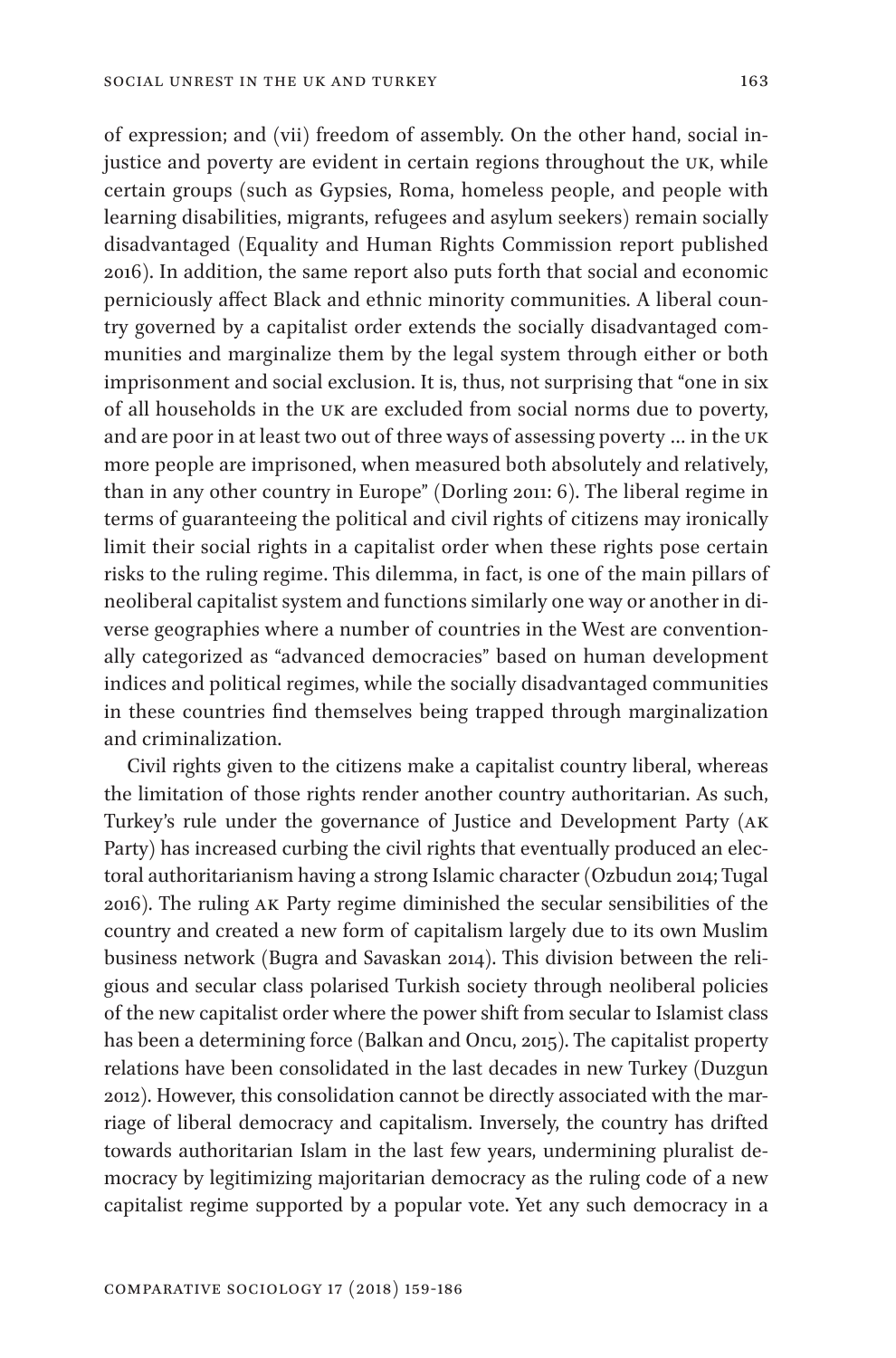of expression; and (vii) freedom of assembly. On the other hand, social injustice and poverty are evident in certain regions throughout the UK, while certain groups (such as Gypsies, Roma, homeless people, and people with learning disabilities, migrants, refugees and asylum seekers) remain socially disadvantaged (Equality and Human Rights Commission report published 2016). In addition, the same report also puts forth that social and economic perniciously affect Black and ethnic minority communities. A liberal country governed by a capitalist order extends the socially disadvantaged communities and marginalize them by the legal system through either or both imprisonment and social exclusion. It is, thus, not surprising that "one in six of all households in the UK are excluded from social norms due to poverty, and are poor in at least two out of three ways of assessing poverty … in the UK more people are imprisoned, when measured both absolutely and relatively, than in any other country in Europe" (Dorling 2011: 6). The liberal regime in terms of guaranteeing the political and civil rights of citizens may ironically limit their social rights in a capitalist order when these rights pose certain risks to the ruling regime. This dilemma, in fact, is one of the main pillars of neoliberal capitalist system and functions similarly one way or another in diverse geographies where a number of countries in the West are conventionally categorized as "advanced democracies" based on human development indices and political regimes, while the socially disadvantaged communities in these countries find themselves being trapped through marginalization and criminalization.

Civil rights given to the citizens make a capitalist country liberal, whereas the limitation of those rights render another country authoritarian. As such, Turkey's rule under the governance of Justice and Development Party (AK Party) has increased curbing the civil rights that eventually produced an electoral authoritarianism having a strong Islamic character (Ozbudun 2014; Tugal 2016). The ruling AK Party regime diminished the secular sensibilities of the country and created a new form of capitalism largely due to its own Muslim business network (Bugra and Savaskan 2014). This division between the religious and secular class polarised Turkish society through neoliberal policies of the new capitalist order where the power shift from secular to Islamist class has been a determining force (Balkan and Oncu, 2015). The capitalist property relations have been consolidated in the last decades in new Turkey (Duzgun 2012). However, this consolidation cannot be directly associated with the marriage of liberal democracy and capitalism. Inversely, the country has drifted towards authoritarian Islam in the last few years, undermining pluralist democracy by legitimizing majoritarian democracy as the ruling code of a new capitalist regime supported by a popular vote. Yet any such democracy in a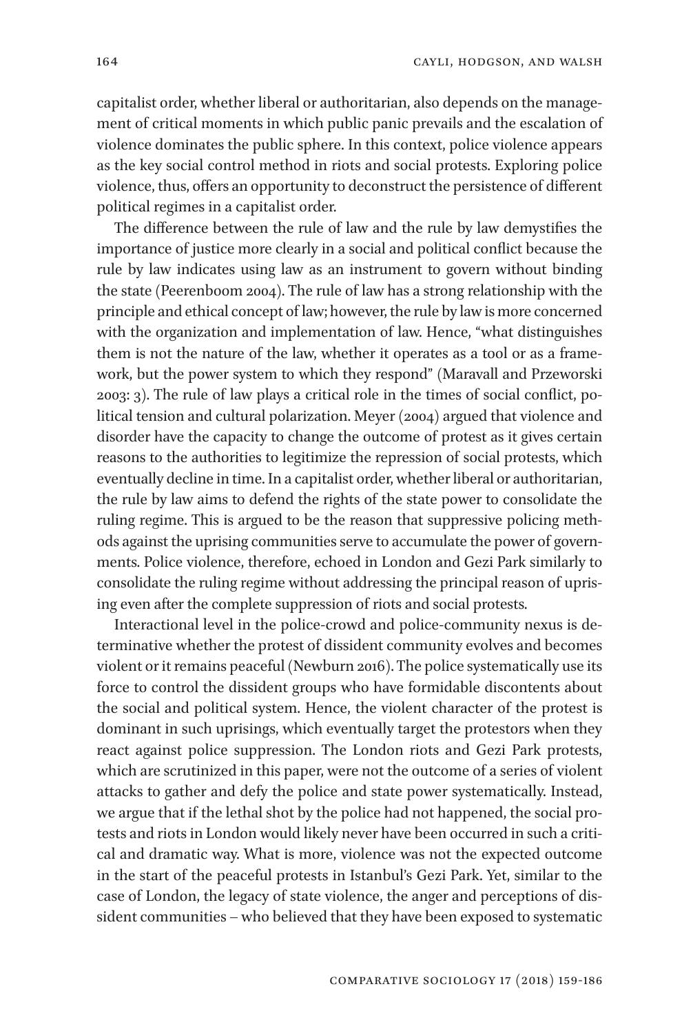capitalist order, whether liberal or authoritarian, also depends on the management of critical moments in which public panic prevails and the escalation of violence dominates the public sphere. In this context, police violence appears as the key social control method in riots and social protests. Exploring police violence, thus, offers an opportunity to deconstruct the persistence of different political regimes in a capitalist order.

The difference between the rule of law and the rule by law demystifies the importance of justice more clearly in a social and political conflict because the rule by law indicates using law as an instrument to govern without binding the state (Peerenboom 2004). The rule of law has a strong relationship with the principle and ethical concept of law; however, the rule by law is more concerned with the organization and implementation of law. Hence, "what distinguishes them is not the nature of the law, whether it operates as a tool or as a framework, but the power system to which they respond" (Maravall and Przeworski 2003: 3). The rule of law plays a critical role in the times of social conflict, political tension and cultural polarization. Meyer (2004) argued that violence and disorder have the capacity to change the outcome of protest as it gives certain reasons to the authorities to legitimize the repression of social protests, which eventually decline in time. In a capitalist order, whether liberal or authoritarian, the rule by law aims to defend the rights of the state power to consolidate the ruling regime. This is argued to be the reason that suppressive policing methods against the uprising communities serve to accumulate the power of governments. Police violence, therefore, echoed in London and Gezi Park similarly to consolidate the ruling regime without addressing the principal reason of uprising even after the complete suppression of riots and social protests.

Interactional level in the police-crowd and police-community nexus is determinative whether the protest of dissident community evolves and becomes violent or it remains peaceful (Newburn 2016). The police systematically use its force to control the dissident groups who have formidable discontents about the social and political system. Hence, the violent character of the protest is dominant in such uprisings, which eventually target the protestors when they react against police suppression. The London riots and Gezi Park protests, which are scrutinized in this paper, were not the outcome of a series of violent attacks to gather and defy the police and state power systematically. Instead, we argue that if the lethal shot by the police had not happened, the social protests and riots in London would likely never have been occurred in such a critical and dramatic way. What is more, violence was not the expected outcome in the start of the peaceful protests in Istanbul's Gezi Park. Yet, similar to the case of London, the legacy of state violence, the anger and perceptions of dissident communities – who believed that they have been exposed to systematic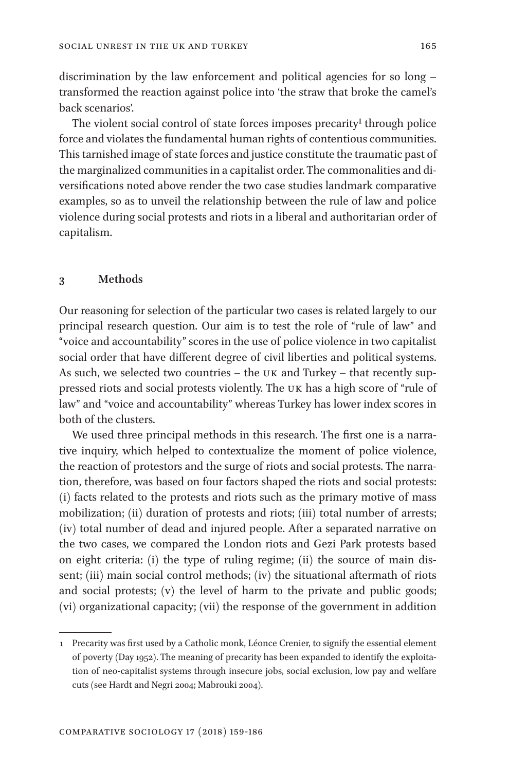discrimination by the law enforcement and political agencies for so long – transformed the reaction against police into 'the straw that broke the camel's back scenarios'.

The violent social control of state forces imposes precarity[1] through police force and violates the fundamental human rights of contentious communities. This tarnished image of state forces and justice constitute the traumatic past of the marginalized communities in a capitalist order. The commonalities and diversifications noted above render the two case studies landmark comparative examples, so as to unveil the relationship between the rule of law and police violence during social protests and riots in a liberal and authoritarian order of capitalism.

## 3 Methods

Our reasoning for selection of the particular two cases is related largely to our principal research question. Our aim is to test the role of "rule of law" and "voice and accountability" scores in the use of police violence in two capitalist social order that have different degree of civil liberties and political systems. As such, we selected two countries – the UK and Turkey – that recently suppressed riots and social protests violently. The UK has a high score of "rule of law" and "voice and accountability" whereas Turkey has lower index scores in both of the clusters.

We used three principal methods in this research. The first one is a narrative inquiry, which helped to contextualize the moment of police violence, the reaction of protestors and the surge of riots and social protests. The narration, therefore, was based on four factors shaped the riots and social protests: (i) facts related to the protests and riots such as the primary motive of mass mobilization; (ii) duration of protests and riots; (iii) total number of arrests; (iv) total number of dead and injured people. After a separated narrative on the two cases, we compared the London riots and Gezi Park protests based on eight criteria: (i) the type of ruling regime; (ii) the source of main dissent; (iii) main social control methods; (iv) the situational aftermath of riots and social protests; (v) the level of harm to the private and public goods; (vi) organizational capacity; (vii) the response of the government in addition

1 Precarity was first used by a Catholic monk, Léonce Crenier, to signify the essential element of poverty (Day 1952). The meaning of precarity has been expanded to identify the exploitation of neo-capitalist systems through insecure jobs, social exclusion, low pay and welfare cuts (see Hardt and Negri 2004; Mabrouki 2004).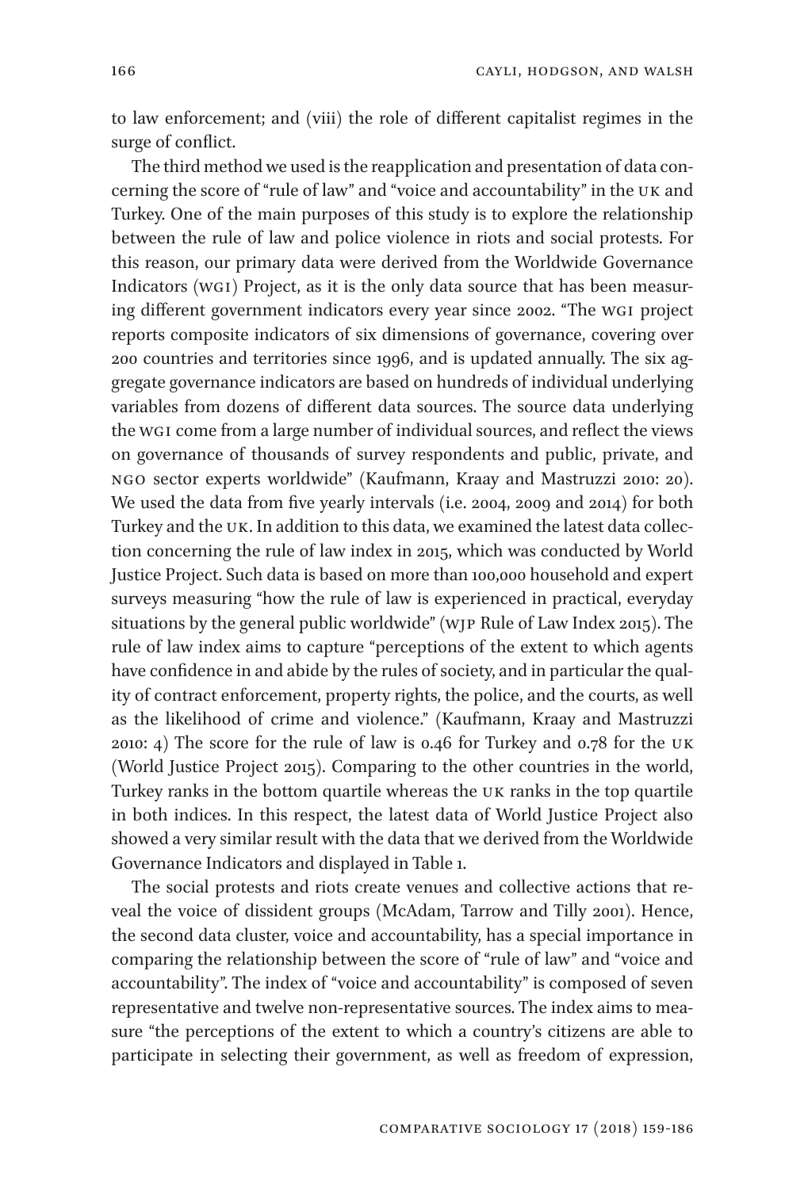to law enforcement; and (viii) the role of different capitalist regimes in the surge of conflict.

The third method we used is the reapplication and presentation of data concerning the score of "rule of law" and "voice and accountability" in the UK and Turkey. One of the main purposes of this study is to explore the relationship between the rule of law and police violence in riots and social protests. For this reason, our primary data were derived from the Worldwide Governance Indicators (WGI) Project, as it is the only data source that has been measuring different government indicators every year since 2002. "The WGI project reports composite indicators of six dimensions of governance, covering over 200 countries and territories since 1996, and is updated annually. The six aggregate governance indicators are based on hundreds of individual underlying variables from dozens of different data sources. The source data underlying the WGI come from a large number of individual sources, and reflect the views on governance of thousands of survey respondents and public, private, and NGO sector experts worldwide" (Kaufmann, Kraay and Mastruzzi 2010: 20). We used the data from five yearly intervals (i.e. 2004, 2009 and 2014) for both Turkey and the UK. In addition to this data, we examined the latest data collection concerning the rule of law index in 2015, which was conducted by World Justice Project. Such data is based on more than 100,000 household and expert surveys measuring "how the rule of law is experienced in practical, everyday situations by the general public worldwide" (WJP Rule of Law Index 2015). The rule of law index aims to capture "perceptions of the extent to which agents have confidence in and abide by the rules of society, and in particular the quality of contract enforcement, property rights, the police, and the courts, as well as the likelihood of crime and violence." (Kaufmann, Kraay and Mastruzzi 2010: 4) The score for the rule of law is 0.46 for Turkey and 0.78 for the UK (World Justice Project 2015). Comparing to the other countries in the world, Turkey ranks in the bottom quartile whereas the UK ranks in the top quartile in both indices. In this respect, the latest data of World Justice Project also showed a very similar result with the data that we derived from the Worldwide Governance Indicators and displayed in Table 1.

The social protests and riots create venues and collective actions that reveal the voice of dissident groups (McAdam, Tarrow and Tilly 2001). Hence, the second data cluster, voice and accountability, has a special importance in comparing the relationship between the score of "rule of law" and "voice and accountability". The index of "voice and accountability" is composed of seven representative and twelve non-representative sources. The index aims to measure "the perceptions of the extent to which a country's citizens are able to participate in selecting their government, as well as freedom of expression,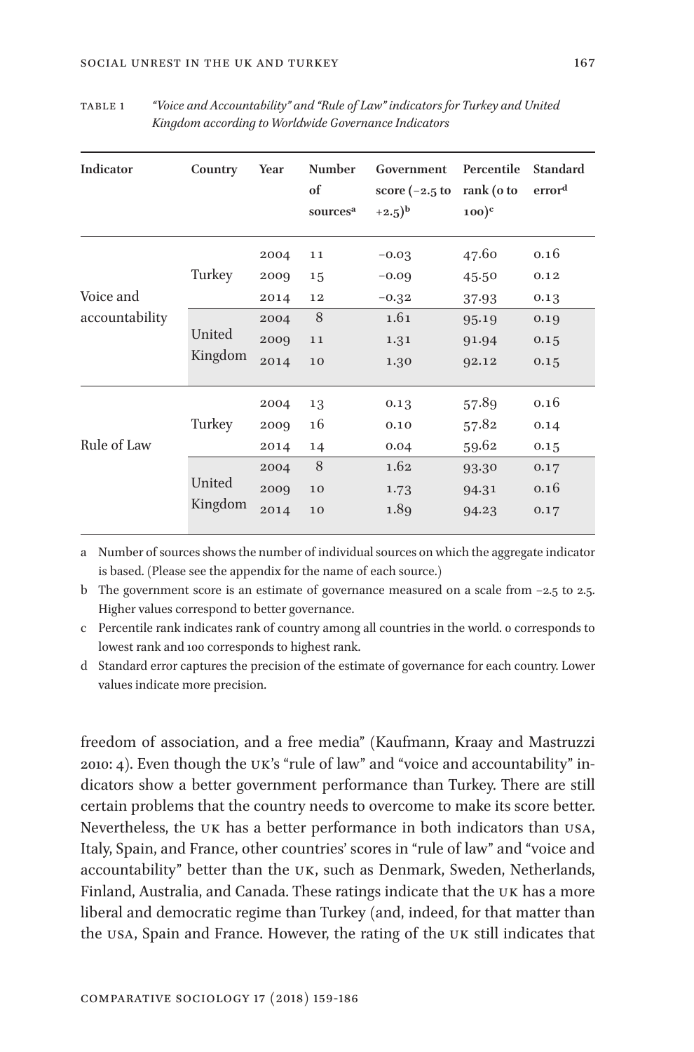TABLE 1 *"Voice and Accountability" and "Rule of Law" indicators for Turkey and United Kingdom according to Worldwide Governance Indicators*

| Indicator | Country | Year | Number of sources[a] | Government score (−2.5 to +2.5)[b] | Percentile rank (0 to 100)[c] | Standard error[d] |
|---|---|---|---|---|---|---|
| Voice and accountability | Turkey | 2004 | 11 | −0.03 | 47.60 | 0.16 |
| | | 2009 | 15 | −0.09 | 45.50 | 0.12 |
| | | 2014 | 12 | −0.32 | 37.93 | 0.13 |
| | United Kingdom | 2004 | 8 | 1.61 | 95.19 | 0.19 |
| | | 2009 | 11 | 1.31 | 91.94 | 0.15 |
| | | 2014 | 10 | 1.30 | 92.12 | 0.15 |
| Rule of Law | Turkey | 2004 | 13 | 0.13 | 57.89 | 0.16 |
| | | 2009 | 16 | 0.10 | 57.82 | 0.14 |
| | | 2014 | 14 | 0.04 | 59.62 | 0.15 |
| | United Kingdom | 2004 | 8 | 1.62 | 93.30 | 0.17 |
| | | 2009 | 10 | 1.73 | 94.31 | 0.16 |
| | | 2014 | 10 | 1.89 | 94.23 | 0.17 |

a Number of sources shows the number of individual sources on which the aggregate indicator is based. (Please see the appendix for the name of each source.)

b The government score is an estimate of governance measured on a scale from −2.5 to 2.5. Higher values correspond to better governance.

c Percentile rank indicates rank of country among all countries in the world. 0 corresponds to lowest rank and 100 corresponds to highest rank.

d Standard error captures the precision of the estimate of governance for each country. Lower values indicate more precision.

freedom of association, and a free media" (Kaufmann, Kraay and Mastruzzi 2010: 4). Even though the UK's "rule of law" and "voice and accountability" indicators show a better government performance than Turkey. There are still certain problems that the country needs to overcome to make its score better. Nevertheless, the UK has a better performance in both indicators than USA, Italy, Spain, and France, other countries' scores in "rule of law" and "voice and accountability" better than the UK, such as Denmark, Sweden, Netherlands, Finland, Australia, and Canada. These ratings indicate that the UK has a more liberal and democratic regime than Turkey (and, indeed, for that matter than the USA, Spain and France. However, the rating of the UK still indicates that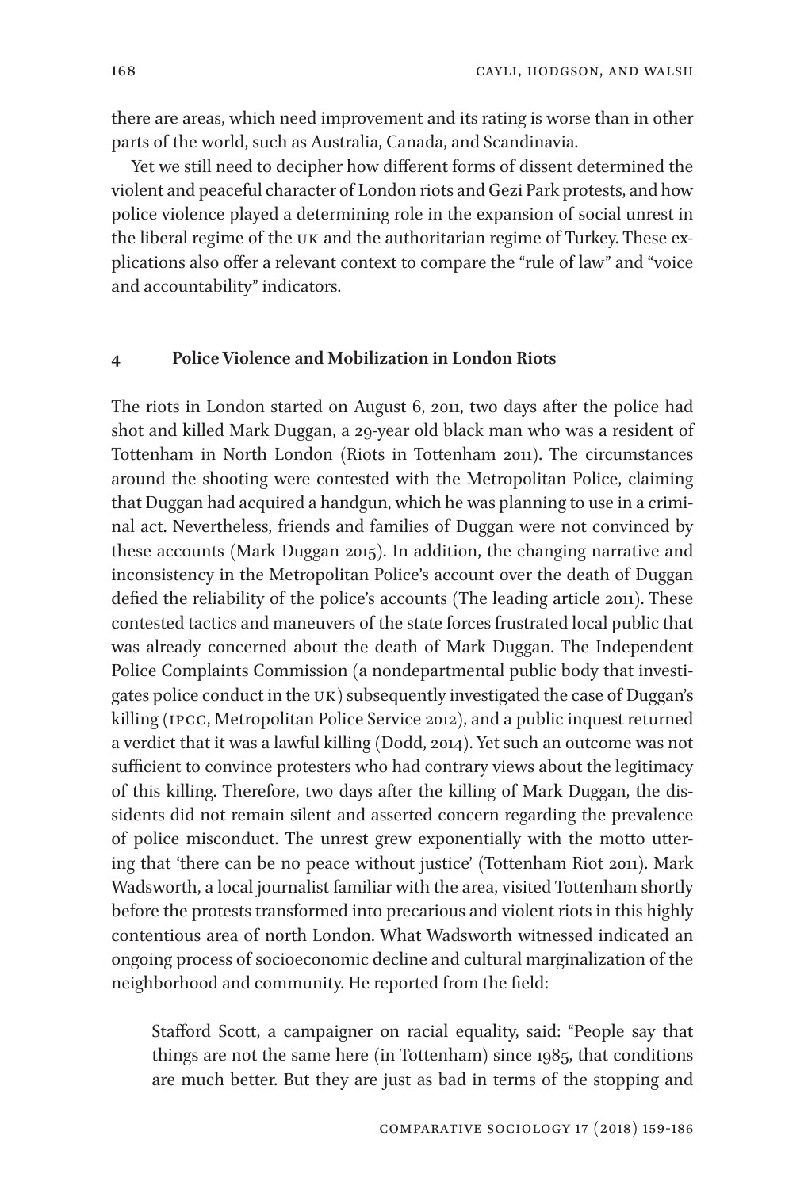there are areas, which need improvement and its rating is worse than in other parts of the world, such as Australia, Canada, and Scandinavia.

Yet we still need to decipher how different forms of dissent determined the violent and peaceful character of London riots and Gezi Park protests, and how police violence played a determining role in the expansion of social unrest in the liberal regime of the UK and the authoritarian regime of Turkey. These explications also offer a relevant context to compare the "rule of law" and "voice and accountability" indicators.

## 4 Police Violence and Mobilization in London Riots

The riots in London started on August 6, 2011, two days after the police had shot and killed Mark Duggan, a 29-year old black man who was a resident of Tottenham in North London (Riots in Tottenham 2011). The circumstances around the shooting were contested with the Metropolitan Police, claiming that Duggan had acquired a handgun, which he was planning to use in a criminal act. Nevertheless, friends and families of Duggan were not convinced by these accounts (Mark Duggan 2015). In addition, the changing narrative and inconsistency in the Metropolitan Police's account over the death of Duggan defied the reliability of the police's accounts (The leading article 2011). These contested tactics and maneuvers of the state forces frustrated local public that was already concerned about the death of Mark Duggan. The Independent Police Complaints Commission (a nondepartmental public body that investigates police conduct in the UK) subsequently investigated the case of Duggan's killing (IPCC, Metropolitan Police Service 2012), and a public inquest returned a verdict that it was a lawful killing (Dodd, 2014). Yet such an outcome was not sufficient to convince protesters who had contrary views about the legitimacy of this killing. Therefore, two days after the killing of Mark Duggan, the dissidents did not remain silent and asserted concern regarding the prevalence of police misconduct. The unrest grew exponentially with the motto uttering that 'there can be no peace without justice' (Tottenham Riot 2011). Mark Wadsworth, a local journalist familiar with the area, visited Tottenham shortly before the protests transformed into precarious and violent riots in this highly contentious area of north London. What Wadsworth witnessed indicated an ongoing process of socioeconomic decline and cultural marginalization of the neighborhood and community. He reported from the field:

> Stafford Scott, a campaigner on racial equality, said: "People say that things are not the same here (in Tottenham) since 1985, that conditions are much better. But they are just as bad in terms of the stopping and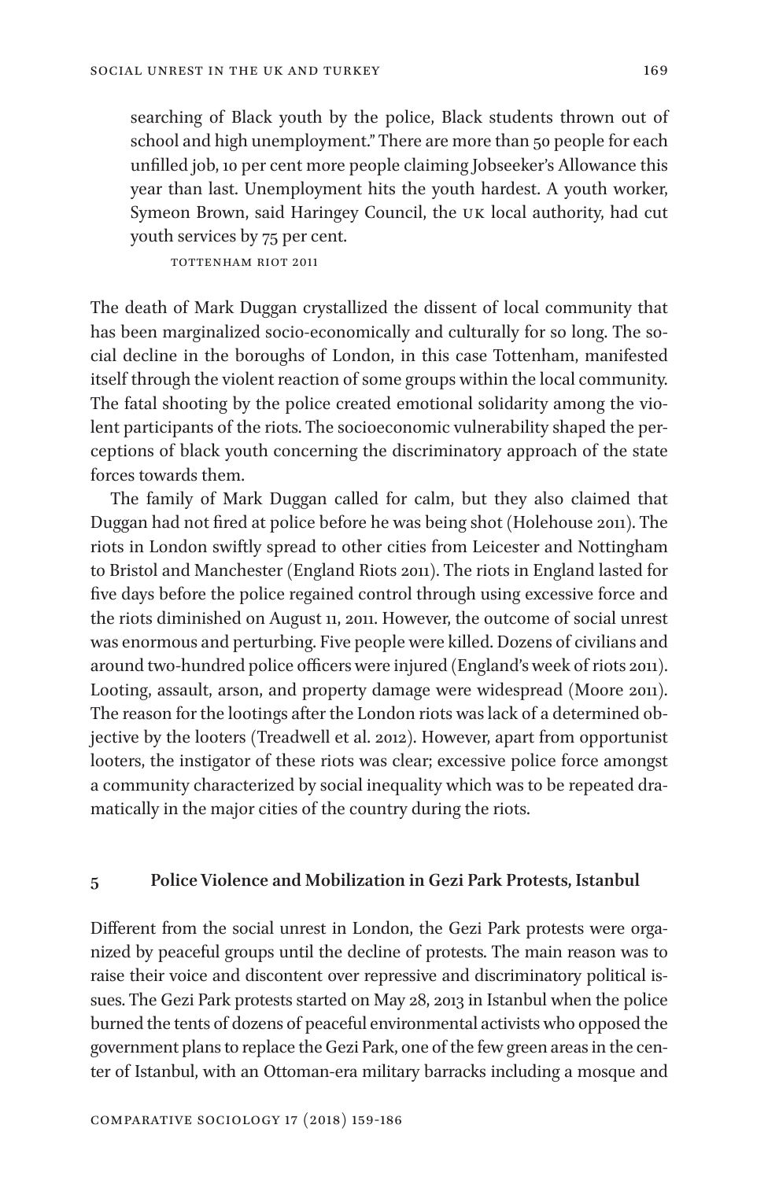searching of Black youth by the police, Black students thrown out of school and high unemployment." There are more than 50 people for each unfilled job, 10 per cent more people claiming Jobseeker's Allowance this year than last. Unemployment hits the youth hardest. A youth worker, Symeon Brown, said Haringey Council, the UK local authority, had cut youth services by 75 per cent.

TOTTENHAM RIOT 2011

The death of Mark Duggan crystallized the dissent of local community that has been marginalized socio-economically and culturally for so long. The social decline in the boroughs of London, in this case Tottenham, manifested itself through the violent reaction of some groups within the local community. The fatal shooting by the police created emotional solidarity among the violent participants of the riots. The socioeconomic vulnerability shaped the perceptions of black youth concerning the discriminatory approach of the state forces towards them.

The family of Mark Duggan called for calm, but they also claimed that Duggan had not fired at police before he was being shot (Holehouse 2011). The riots in London swiftly spread to other cities from Leicester and Nottingham to Bristol and Manchester (England Riots 2011). The riots in England lasted for five days before the police regained control through using excessive force and the riots diminished on August 11, 2011. However, the outcome of social unrest was enormous and perturbing. Five people were killed. Dozens of civilians and around two-hundred police officers were injured (England's week of riots 2011). Looting, assault, arson, and property damage were widespread (Moore 2011). The reason for the lootings after the London riots was lack of a determined objective by the looters (Treadwell et al. 2012). However, apart from opportunist looters, the instigator of these riots was clear; excessive police force amongst a community characterized by social inequality which was to be repeated dramatically in the major cities of the country during the riots.

## 5 Police Violence and Mobilization in Gezi Park Protests, Istanbul

Different from the social unrest in London, the Gezi Park protests were organized by peaceful groups until the decline of protests. The main reason was to raise their voice and discontent over repressive and discriminatory political issues. The Gezi Park protests started on May 28, 2013 in Istanbul when the police burned the tents of dozens of peaceful environmental activists who opposed the government plans to replace the Gezi Park, one of the few green areas in the center of Istanbul, with an Ottoman-era military barracks including a mosque and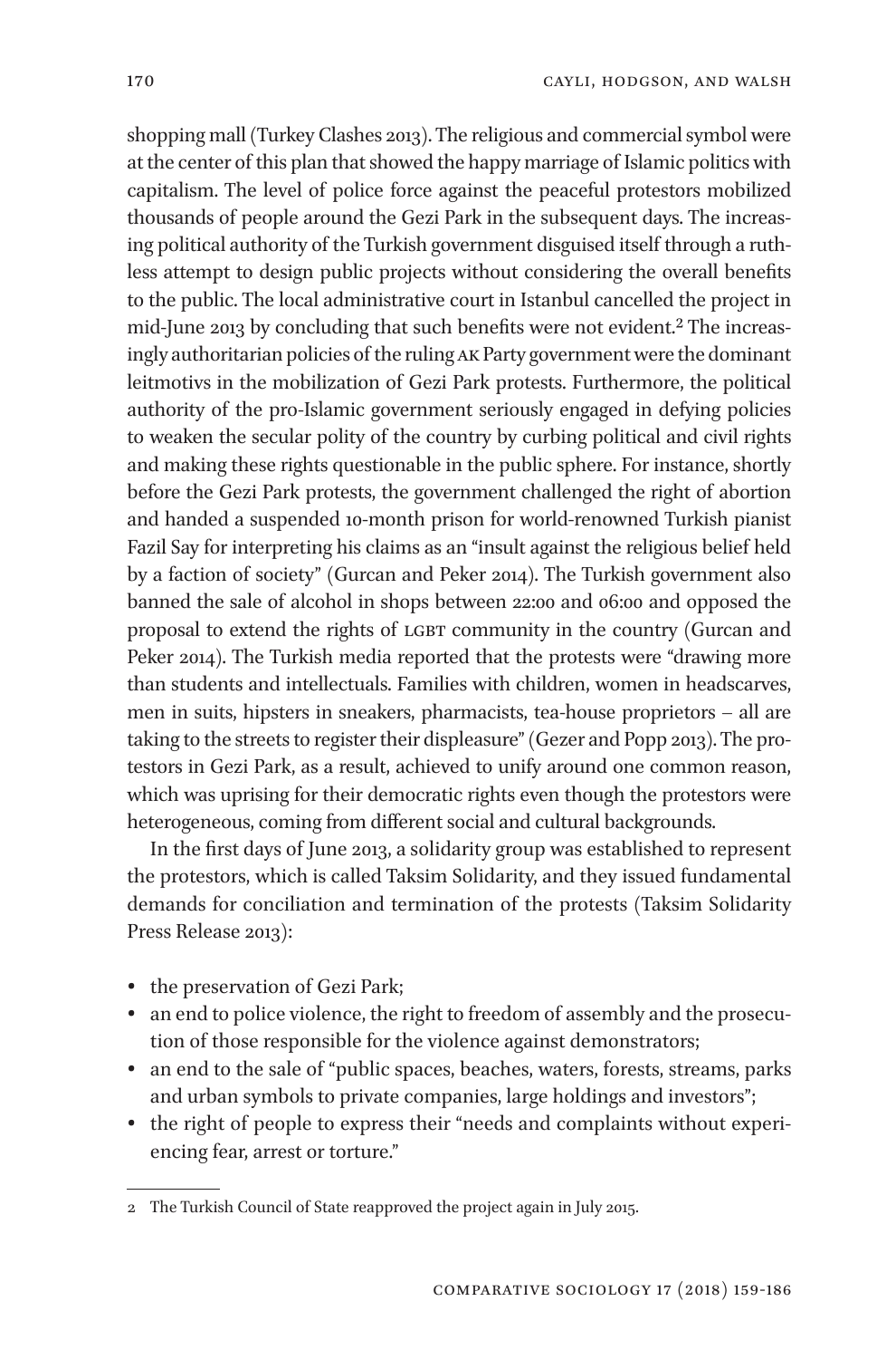shopping mall (Turkey Clashes 2013). The religious and commercial symbol were at the center of this plan that showed the happy marriage of Islamic politics with capitalism. The level of police force against the peaceful protestors mobilized thousands of people around the Gezi Park in the subsequent days. The increasing political authority of the Turkish government disguised itself through a ruthless attempt to design public projects without considering the overall benefits to the public. The local administrative court in Istanbul cancelled the project in mid-June 2013 by concluding that such benefits were not evident.[2] The increasingly authoritarian policies of the ruling AK Party government were the dominant leitmotivs in the mobilization of Gezi Park protests. Furthermore, the political authority of the pro-Islamic government seriously engaged in defying policies to weaken the secular polity of the country by curbing political and civil rights and making these rights questionable in the public sphere. For instance, shortly before the Gezi Park protests, the government challenged the right of abortion and handed a suspended 10-month prison for world-renowned Turkish pianist Fazil Say for interpreting his claims as an "insult against the religious belief held by a faction of society" (Gurcan and Peker 2014). The Turkish government also banned the sale of alcohol in shops between 22:00 and 06:00 and opposed the proposal to extend the rights of LGBT community in the country (Gurcan and Peker 2014). The Turkish media reported that the protests were "drawing more than students and intellectuals. Families with children, women in headscarves, men in suits, hipsters in sneakers, pharmacists, tea-house proprietors – all are taking to the streets to register their displeasure" (Gezer and Popp 2013). The protestors in Gezi Park, as a result, achieved to unify around one common reason, which was uprising for their democratic rights even though the protestors were heterogeneous, coming from different social and cultural backgrounds.

In the first days of June 2013, a solidarity group was established to represent the protestors, which is called Taksim Solidarity, and they issued fundamental demands for conciliation and termination of the protests (Taksim Solidarity Press Release 2013):

- the preservation of Gezi Park;
- an end to police violence, the right to freedom of assembly and the prosecution of those responsible for the violence against demonstrators;
- an end to the sale of "public spaces, beaches, waters, forests, streams, parks and urban symbols to private companies, large holdings and investors";
- the right of people to express their "needs and complaints without experiencing fear, arrest or torture."

---

2 The Turkish Council of State reapproved the project again in July 2015.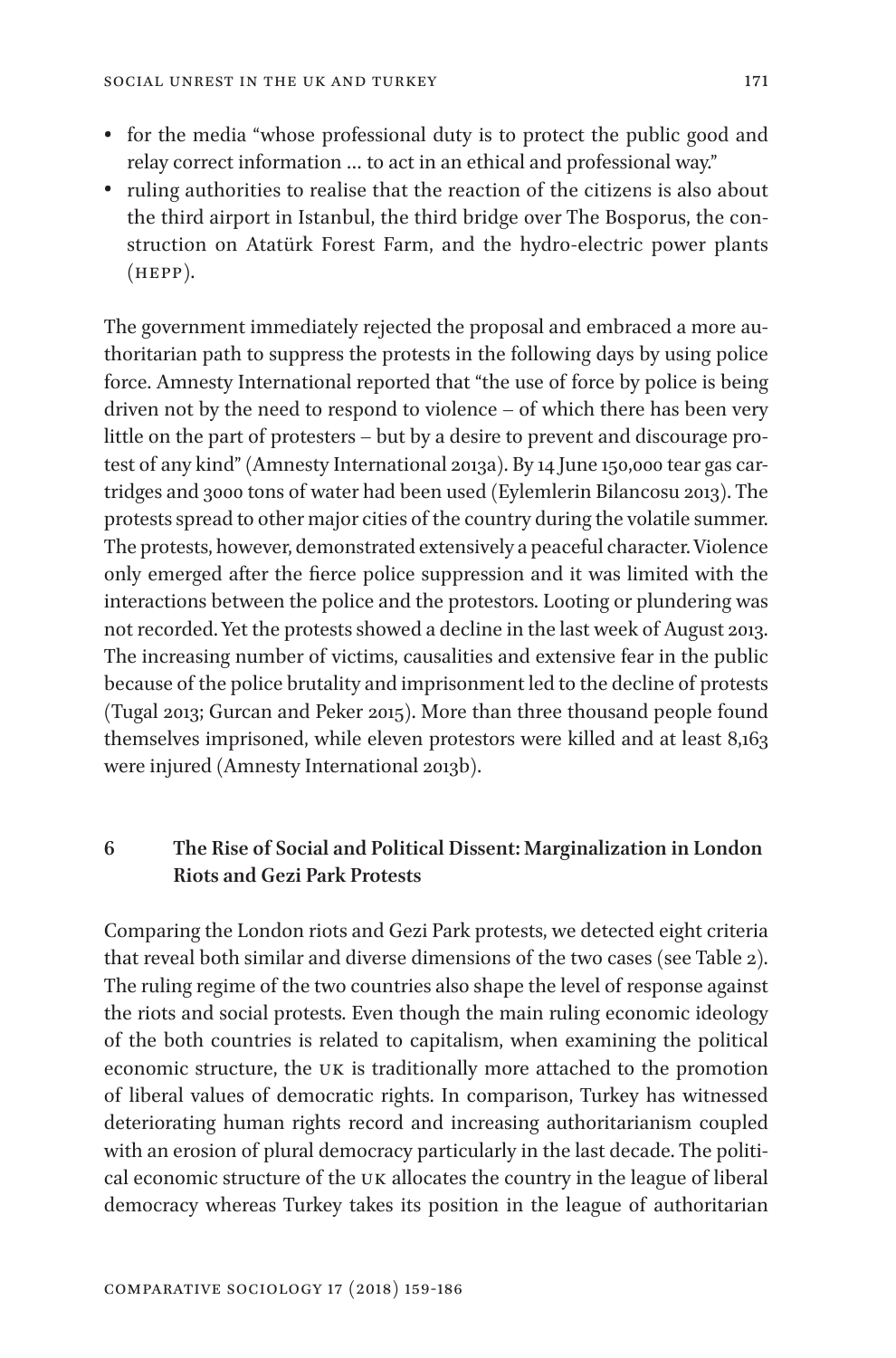- for the media "whose professional duty is to protect the public good and relay correct information … to act in an ethical and professional way."
- ruling authorities to realise that the reaction of the citizens is also about the third airport in Istanbul, the third bridge over The Bosporus, the construction on Atatürk Forest Farm, and the hydro-electric power plants (HEPP).

The government immediately rejected the proposal and embraced a more authoritarian path to suppress the protests in the following days by using police force. Amnesty International reported that "the use of force by police is being driven not by the need to respond to violence – of which there has been very little on the part of protesters – but by a desire to prevent and discourage protest of any kind" (Amnesty International 2013a). By 14 June 150,000 tear gas cartridges and 3000 tons of water had been used (Eylemlerin Bilancosu 2013). The protests spread to other major cities of the country during the volatile summer. The protests, however, demonstrated extensively a peaceful character. Violence only emerged after the fierce police suppression and it was limited with the interactions between the police and the protestors. Looting or plundering was not recorded. Yet the protests showed a decline in the last week of August 2013. The increasing number of victims, causalities and extensive fear in the public because of the police brutality and imprisonment led to the decline of protests (Tugal 2013; Gurcan and Peker 2015). More than three thousand people found themselves imprisoned, while eleven protestors were killed and at least 8,163 were injured (Amnesty International 2013b).

## 6 The Rise of Social and Political Dissent: Marginalization in London Riots and Gezi Park Protests

Comparing the London riots and Gezi Park protests, we detected eight criteria that reveal both similar and diverse dimensions of the two cases (see Table 2). The ruling regime of the two countries also shape the level of response against the riots and social protests. Even though the main ruling economic ideology of the both countries is related to capitalism, when examining the political economic structure, the UK is traditionally more attached to the promotion of liberal values of democratic rights. In comparison, Turkey has witnessed deteriorating human rights record and increasing authoritarianism coupled with an erosion of plural democracy particularly in the last decade. The political economic structure of the UK allocates the country in the league of liberal democracy whereas Turkey takes its position in the league of authoritarian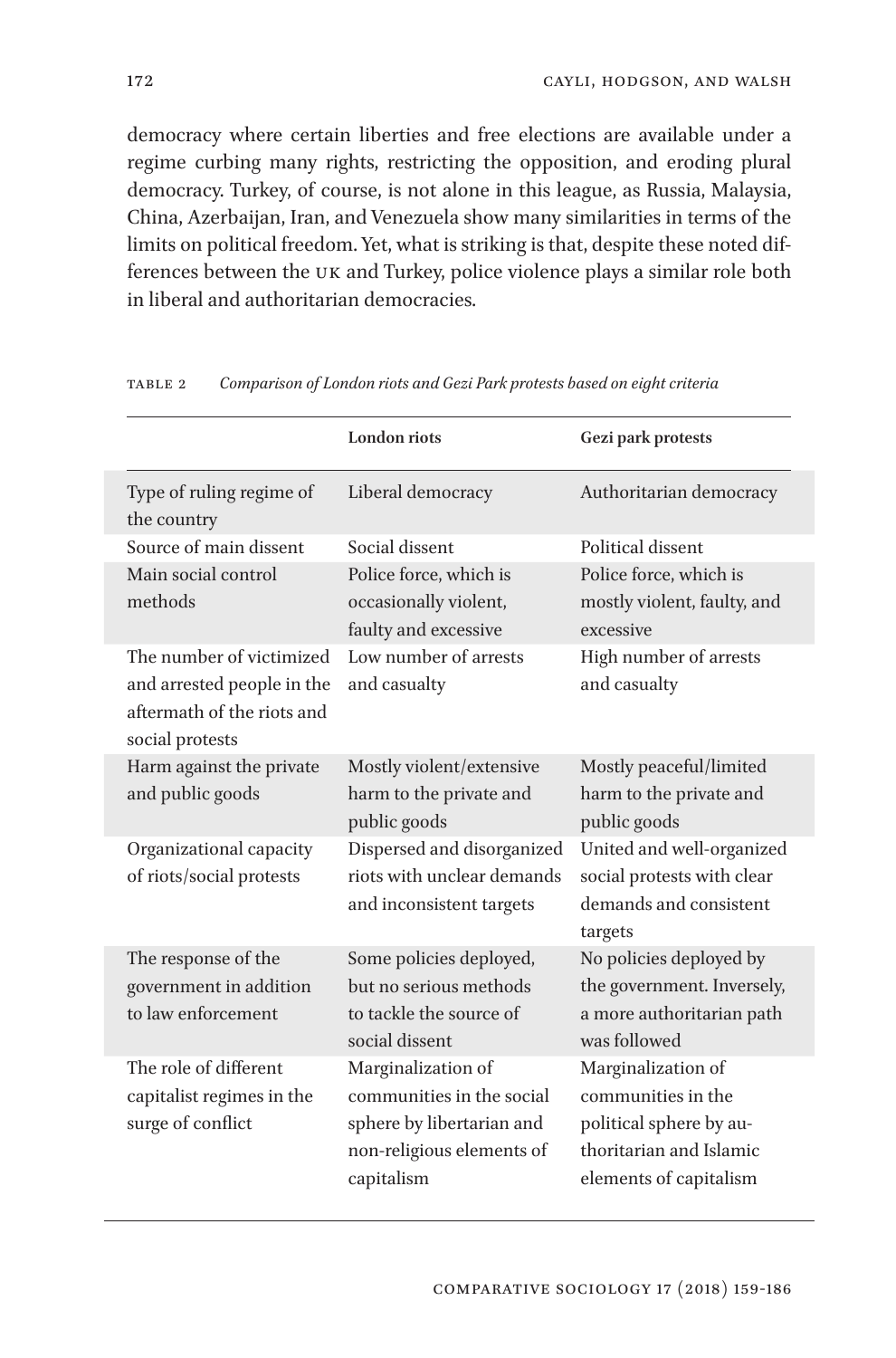democracy where certain liberties and free elections are available under a regime curbing many rights, restricting the opposition, and eroding plural democracy. Turkey, of course, is not alone in this league, as Russia, Malaysia, China, Azerbaijan, Iran, and Venezuela show many similarities in terms of the limits on political freedom. Yet, what is striking is that, despite these noted differences between the UK and Turkey, police violence plays a similar role both in liberal and authoritarian democracies.

TABLE 2 *Comparison of London riots and Gezi Park protests based on eight criteria*

| | London riots | Gezi park protests |
|---|---|---|
| Type of ruling regime of the country | Liberal democracy | Authoritarian democracy |
| Source of main dissent | Social dissent | Political dissent |
| Main social control methods | Police force, which is occasionally violent, faulty and excessive | Police force, which is mostly violent, faulty, and excessive |
| The number of victimized and arrested people in the aftermath of the riots and social protests | Low number of arrests and casualty | High number of arrests and casualty |
| Harm against the private and public goods | Mostly violent/extensive harm to the private and public goods | Mostly peaceful/limited harm to the private and public goods |
| Organizational capacity of riots/social protests | Dispersed and disorganized riots with unclear demands and inconsistent targets | United and well-organized social protests with clear demands and consistent targets |
| The response of the government in addition to law enforcement | Some policies deployed, but no serious methods to tackle the source of social dissent | No policies deployed by the government. Inversely, a more authoritarian path was followed |
| The role of different capitalist regimes in the surge of conflict | Marginalization of communities in the social sphere by libertarian and non-religious elements of capitalism | Marginalization of communities in the political sphere by authoritarian and Islamic elements of capitalism |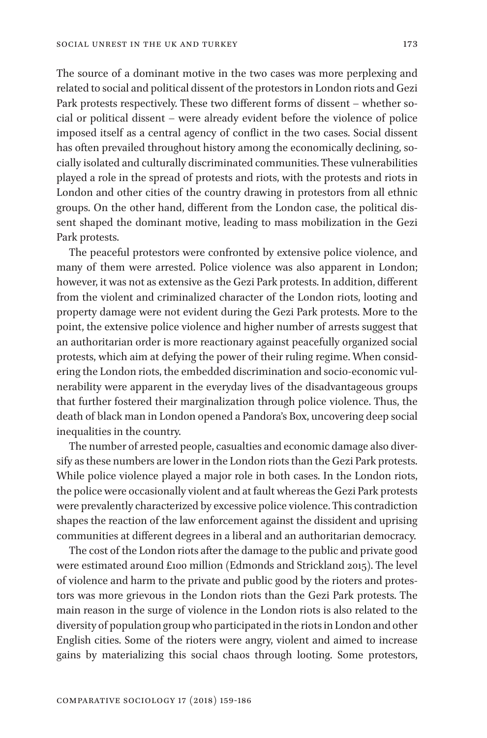The source of a dominant motive in the two cases was more perplexing and related to social and political dissent of the protestors in London riots and Gezi Park protests respectively. These two different forms of dissent – whether social or political dissent – were already evident before the violence of police imposed itself as a central agency of conflict in the two cases. Social dissent has often prevailed throughout history among the economically declining, socially isolated and culturally discriminated communities. These vulnerabilities played a role in the spread of protests and riots, with the protests and riots in London and other cities of the country drawing in protestors from all ethnic groups. On the other hand, different from the London case, the political dissent shaped the dominant motive, leading to mass mobilization in the Gezi Park protests.

The peaceful protestors were confronted by extensive police violence, and many of them were arrested. Police violence was also apparent in London; however, it was not as extensive as the Gezi Park protests. In addition, different from the violent and criminalized character of the London riots, looting and property damage were not evident during the Gezi Park protests. More to the point, the extensive police violence and higher number of arrests suggest that an authoritarian order is more reactionary against peacefully organized social protests, which aim at defying the power of their ruling regime. When considering the London riots, the embedded discrimination and socio-economic vulnerability were apparent in the everyday lives of the disadvantageous groups that further fostered their marginalization through police violence. Thus, the death of black man in London opened a Pandora's Box, uncovering deep social inequalities in the country.

The number of arrested people, casualties and economic damage also diversify as these numbers are lower in the London riots than the Gezi Park protests. While police violence played a major role in both cases. In the London riots, the police were occasionally violent and at fault whereas the Gezi Park protests were prevalently characterized by excessive police violence. This contradiction shapes the reaction of the law enforcement against the dissident and uprising communities at different degrees in a liberal and an authoritarian democracy.

The cost of the London riots after the damage to the public and private good were estimated around £100 million (Edmonds and Strickland 2015). The level of violence and harm to the private and public good by the rioters and protestors was more grievous in the London riots than the Gezi Park protests. The main reason in the surge of violence in the London riots is also related to the diversity of population group who participated in the riots in London and other English cities. Some of the rioters were angry, violent and aimed to increase gains by materializing this social chaos through looting. Some protestors,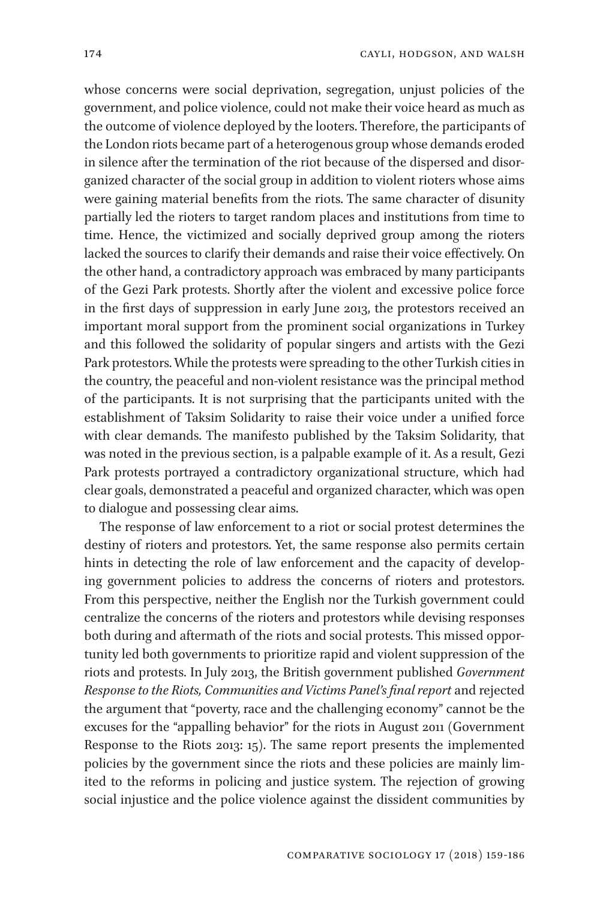whose concerns were social deprivation, segregation, unjust policies of the government, and police violence, could not make their voice heard as much as the outcome of violence deployed by the looters. Therefore, the participants of the London riots became part of a heterogenous group whose demands eroded in silence after the termination of the riot because of the dispersed and disorganized character of the social group in addition to violent rioters whose aims were gaining material benefits from the riots. The same character of disunity partially led the rioters to target random places and institutions from time to time. Hence, the victimized and socially deprived group among the rioters lacked the sources to clarify their demands and raise their voice effectively. On the other hand, a contradictory approach was embraced by many participants of the Gezi Park protests. Shortly after the violent and excessive police force in the first days of suppression in early June 2013, the protestors received an important moral support from the prominent social organizations in Turkey and this followed the solidarity of popular singers and artists with the Gezi Park protestors. While the protests were spreading to the other Turkish cities in the country, the peaceful and non-violent resistance was the principal method of the participants. It is not surprising that the participants united with the establishment of Taksim Solidarity to raise their voice under a unified force with clear demands. The manifesto published by the Taksim Solidarity, that was noted in the previous section, is a palpable example of it. As a result, Gezi Park protests portrayed a contradictory organizational structure, which had clear goals, demonstrated a peaceful and organized character, which was open to dialogue and possessing clear aims.

The response of law enforcement to a riot or social protest determines the destiny of rioters and protestors. Yet, the same response also permits certain hints in detecting the role of law enforcement and the capacity of developing government policies to address the concerns of rioters and protestors. From this perspective, neither the English nor the Turkish government could centralize the concerns of the rioters and protestors while devising responses both during and aftermath of the riots and social protests. This missed opportunity led both governments to prioritize rapid and violent suppression of the riots and protests. In July 2013, the British government published *Government Response to the Riots, Communities and Victims Panel's final report* and rejected the argument that "poverty, race and the challenging economy" cannot be the excuses for the "appalling behavior" for the riots in August 2011 (Government Response to the Riots 2013: 15). The same report presents the implemented policies by the government since the riots and these policies are mainly limited to the reforms in policing and justice system. The rejection of growing social injustice and the police violence against the dissident communities by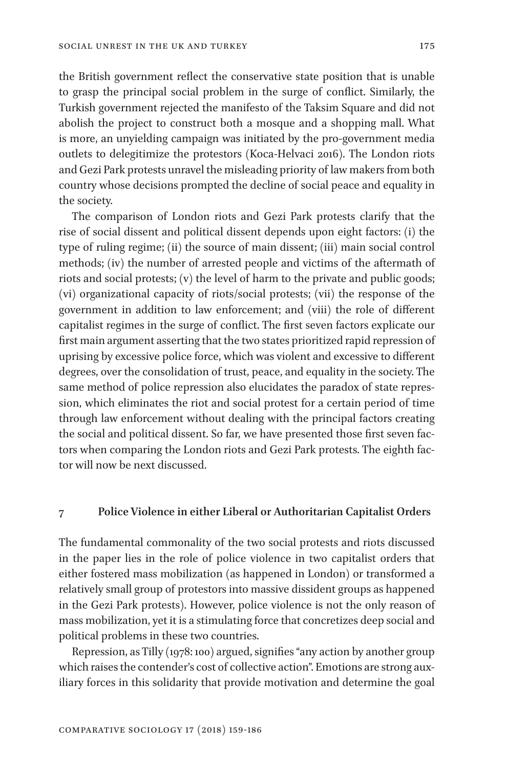the British government reflect the conservative state position that is unable to grasp the principal social problem in the surge of conflict. Similarly, the Turkish government rejected the manifesto of the Taksim Square and did not abolish the project to construct both a mosque and a shopping mall. What is more, an unyielding campaign was initiated by the pro-government media outlets to delegitimize the protestors (Koca-Helvaci 2016). The London riots and Gezi Park protests unravel the misleading priority of law makers from both country whose decisions prompted the decline of social peace and equality in the society.

The comparison of London riots and Gezi Park protests clarify that the rise of social dissent and political dissent depends upon eight factors: (i) the type of ruling regime; (ii) the source of main dissent; (iii) main social control methods; (iv) the number of arrested people and victims of the aftermath of riots and social protests; (v) the level of harm to the private and public goods; (vi) organizational capacity of riots/social protests; (vii) the response of the government in addition to law enforcement; and (viii) the role of different capitalist regimes in the surge of conflict. The first seven factors explicate our first main argument asserting that the two states prioritized rapid repression of uprising by excessive police force, which was violent and excessive to different degrees, over the consolidation of trust, peace, and equality in the society. The same method of police repression also elucidates the paradox of state repression, which eliminates the riot and social protest for a certain period of time through law enforcement without dealing with the principal factors creating the social and political dissent. So far, we have presented those first seven factors when comparing the London riots and Gezi Park protests. The eighth factor will now be next discussed.

## 7 Police Violence in either Liberal or Authoritarian Capitalist Orders

The fundamental commonality of the two social protests and riots discussed in the paper lies in the role of police violence in two capitalist orders that either fostered mass mobilization (as happened in London) or transformed a relatively small group of protestors into massive dissident groups as happened in the Gezi Park protests). However, police violence is not the only reason of mass mobilization, yet it is a stimulating force that concretizes deep social and political problems in these two countries.

Repression, as Tilly (1978: 100) argued, signifies "any action by another group which raises the contender's cost of collective action". Emotions are strong auxiliary forces in this solidarity that provide motivation and determine the goal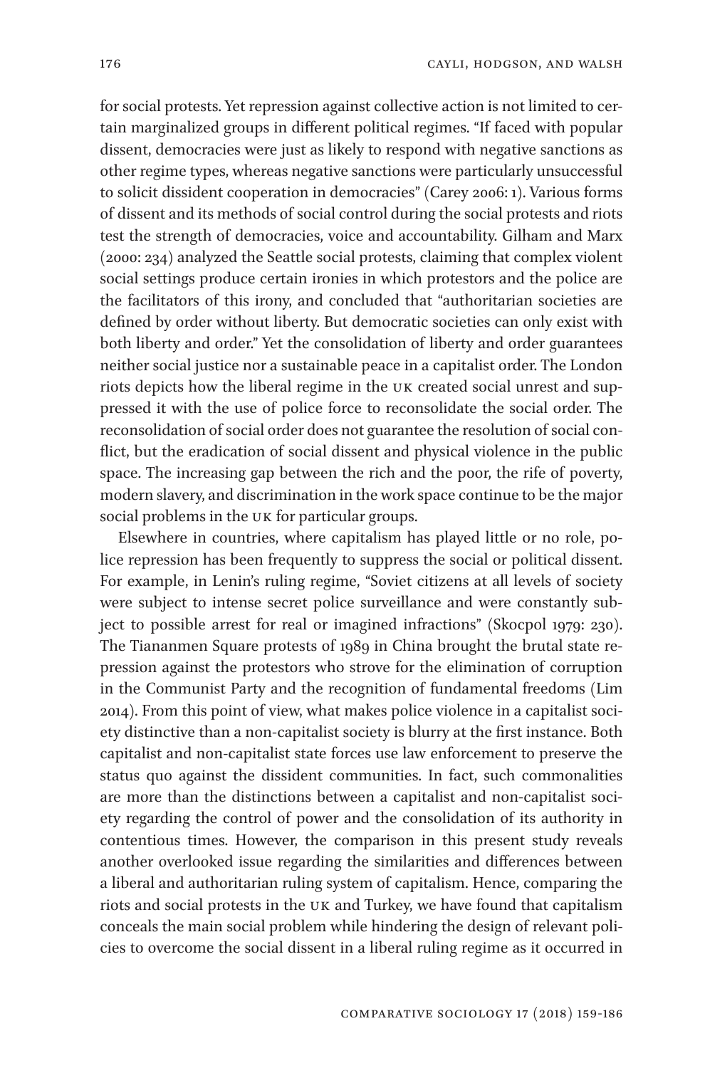for social protests. Yet repression against collective action is not limited to certain marginalized groups in different political regimes. "If faced with popular dissent, democracies were just as likely to respond with negative sanctions as other regime types, whereas negative sanctions were particularly unsuccessful to solicit dissident cooperation in democracies" (Carey 2006: 1). Various forms of dissent and its methods of social control during the social protests and riots test the strength of democracies, voice and accountability. Gilham and Marx (2000: 234) analyzed the Seattle social protests, claiming that complex violent social settings produce certain ironies in which protestors and the police are the facilitators of this irony, and concluded that "authoritarian societies are defined by order without liberty. But democratic societies can only exist with both liberty and order." Yet the consolidation of liberty and order guarantees neither social justice nor a sustainable peace in a capitalist order. The London riots depicts how the liberal regime in the UK created social unrest and suppressed it with the use of police force to reconsolidate the social order. The reconsolidation of social order does not guarantee the resolution of social conflict, but the eradication of social dissent and physical violence in the public space. The increasing gap between the rich and the poor, the rife of poverty, modern slavery, and discrimination in the work space continue to be the major social problems in the UK for particular groups.

Elsewhere in countries, where capitalism has played little or no role, police repression has been frequently to suppress the social or political dissent. For example, in Lenin's ruling regime, "Soviet citizens at all levels of society were subject to intense secret police surveillance and were constantly subject to possible arrest for real or imagined infractions" (Skocpol 1979: 230). The Tiananmen Square protests of 1989 in China brought the brutal state repression against the protestors who strove for the elimination of corruption in the Communist Party and the recognition of fundamental freedoms (Lim 2014). From this point of view, what makes police violence in a capitalist society distinctive than a non-capitalist society is blurry at the first instance. Both capitalist and non-capitalist state forces use law enforcement to preserve the status quo against the dissident communities. In fact, such commonalities are more than the distinctions between a capitalist and non-capitalist society regarding the control of power and the consolidation of its authority in contentious times. However, the comparison in this present study reveals another overlooked issue regarding the similarities and differences between a liberal and authoritarian ruling system of capitalism. Hence, comparing the riots and social protests in the UK and Turkey, we have found that capitalism conceals the main social problem while hindering the design of relevant policies to overcome the social dissent in a liberal ruling regime as it occurred in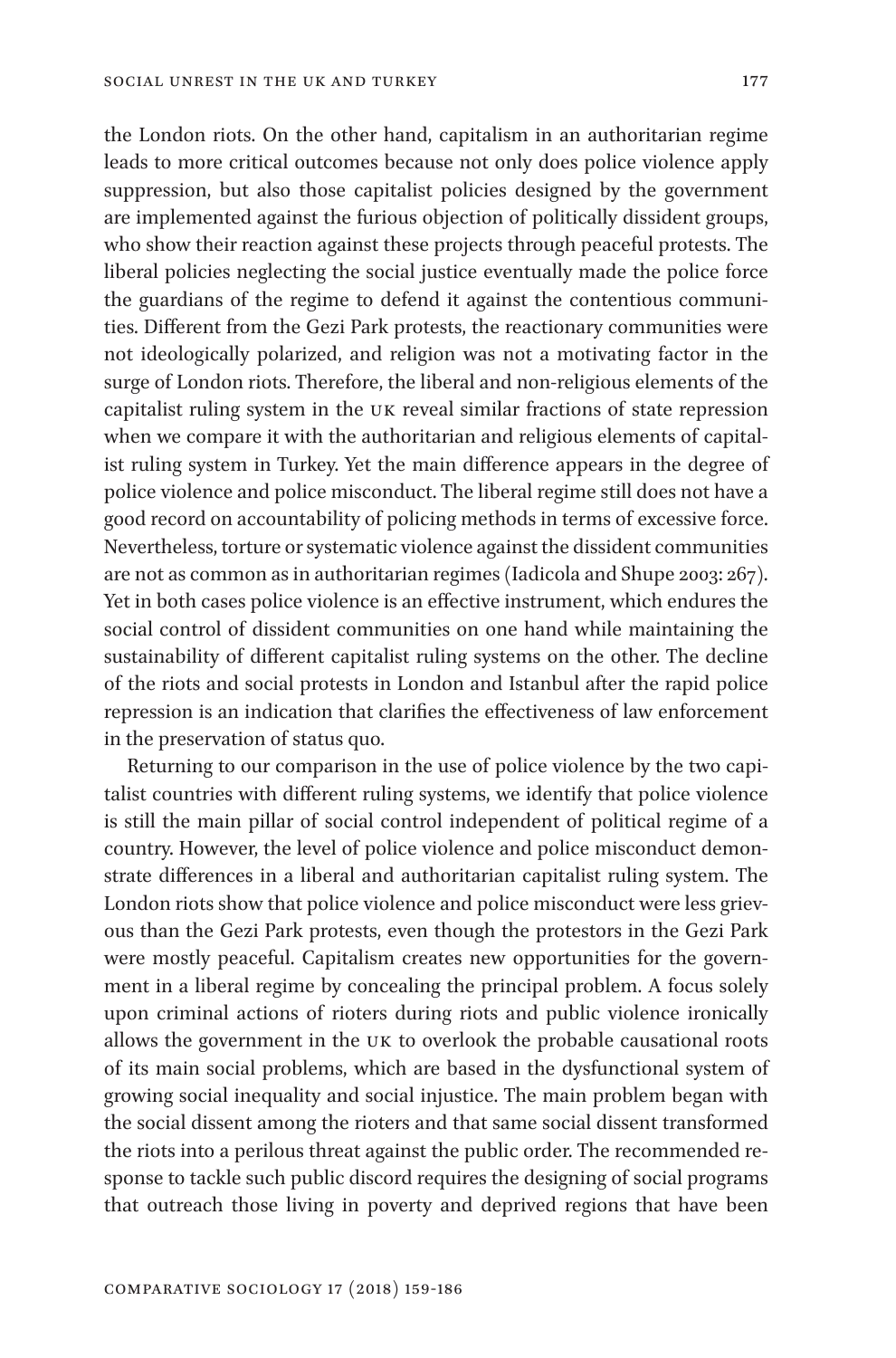the London riots. On the other hand, capitalism in an authoritarian regime leads to more critical outcomes because not only does police violence apply suppression, but also those capitalist policies designed by the government are implemented against the furious objection of politically dissident groups, who show their reaction against these projects through peaceful protests. The liberal policies neglecting the social justice eventually made the police force the guardians of the regime to defend it against the contentious communities. Different from the Gezi Park protests, the reactionary communities were not ideologically polarized, and religion was not a motivating factor in the surge of London riots. Therefore, the liberal and non-religious elements of the capitalist ruling system in the UK reveal similar fractions of state repression when we compare it with the authoritarian and religious elements of capitalist ruling system in Turkey. Yet the main difference appears in the degree of police violence and police misconduct. The liberal regime still does not have a good record on accountability of policing methods in terms of excessive force. Nevertheless, torture or systematic violence against the dissident communities are not as common as in authoritarian regimes (Iadicola and Shupe 2003: 267). Yet in both cases police violence is an effective instrument, which endures the social control of dissident communities on one hand while maintaining the sustainability of different capitalist ruling systems on the other. The decline of the riots and social protests in London and Istanbul after the rapid police repression is an indication that clarifies the effectiveness of law enforcement in the preservation of status quo.

Returning to our comparison in the use of police violence by the two capitalist countries with different ruling systems, we identify that police violence is still the main pillar of social control independent of political regime of a country. However, the level of police violence and police misconduct demonstrate differences in a liberal and authoritarian capitalist ruling system. The London riots show that police violence and police misconduct were less grievous than the Gezi Park protests, even though the protestors in the Gezi Park were mostly peaceful. Capitalism creates new opportunities for the government in a liberal regime by concealing the principal problem. A focus solely upon criminal actions of rioters during riots and public violence ironically allows the government in the UK to overlook the probable causational roots of its main social problems, which are based in the dysfunctional system of growing social inequality and social injustice. The main problem began with the social dissent among the rioters and that same social dissent transformed the riots into a perilous threat against the public order. The recommended response to tackle such public discord requires the designing of social programs that outreach those living in poverty and deprived regions that have been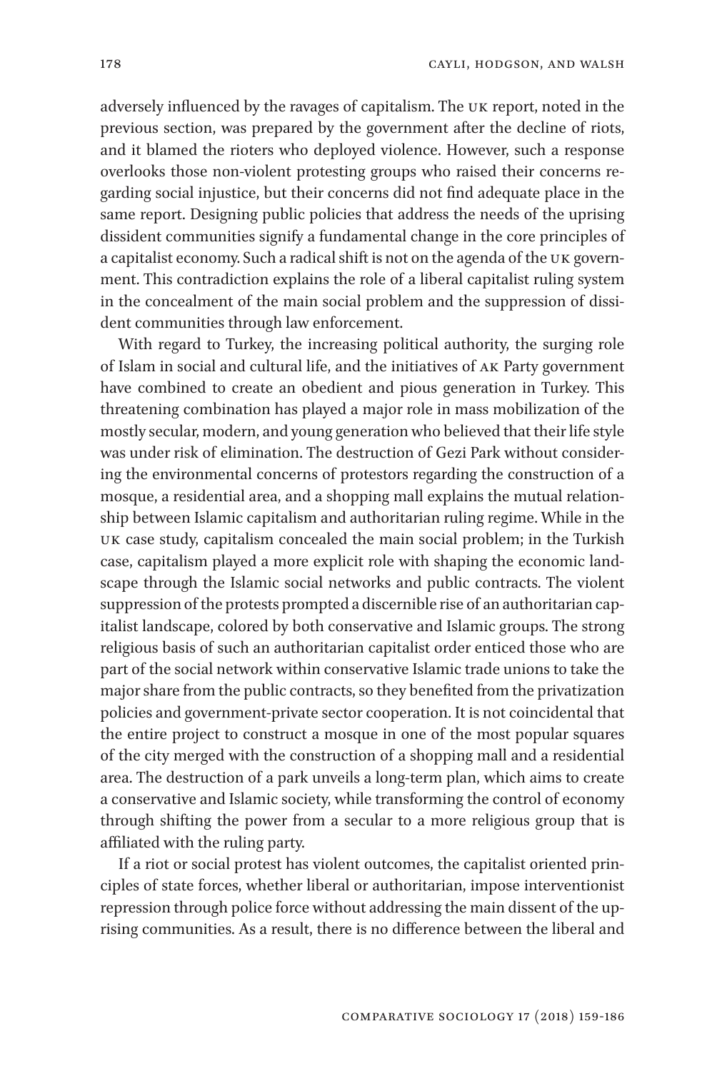adversely influenced by the ravages of capitalism. The UK report, noted in the previous section, was prepared by the government after the decline of riots, and it blamed the rioters who deployed violence. However, such a response overlooks those non-violent protesting groups who raised their concerns regarding social injustice, but their concerns did not find adequate place in the same report. Designing public policies that address the needs of the uprising dissident communities signify a fundamental change in the core principles of a capitalist economy. Such a radical shift is not on the agenda of the UK government. This contradiction explains the role of a liberal capitalist ruling system in the concealment of the main social problem and the suppression of dissident communities through law enforcement.

With regard to Turkey, the increasing political authority, the surging role of Islam in social and cultural life, and the initiatives of AK Party government have combined to create an obedient and pious generation in Turkey. This threatening combination has played a major role in mass mobilization of the mostly secular, modern, and young generation who believed that their life style was under risk of elimination. The destruction of Gezi Park without considering the environmental concerns of protestors regarding the construction of a mosque, a residential area, and a shopping mall explains the mutual relationship between Islamic capitalism and authoritarian ruling regime. While in the UK case study, capitalism concealed the main social problem; in the Turkish case, capitalism played a more explicit role with shaping the economic landscape through the Islamic social networks and public contracts. The violent suppression of the protests prompted a discernible rise of an authoritarian capitalist landscape, colored by both conservative and Islamic groups. The strong religious basis of such an authoritarian capitalist order enticed those who are part of the social network within conservative Islamic trade unions to take the major share from the public contracts, so they benefited from the privatization policies and government-private sector cooperation. It is not coincidental that the entire project to construct a mosque in one of the most popular squares of the city merged with the construction of a shopping mall and a residential area. The destruction of a park unveils a long-term plan, which aims to create a conservative and Islamic society, while transforming the control of economy through shifting the power from a secular to a more religious group that is affiliated with the ruling party.

If a riot or social protest has violent outcomes, the capitalist oriented principles of state forces, whether liberal or authoritarian, impose interventionist repression through police force without addressing the main dissent of the uprising communities. As a result, there is no difference between the liberal and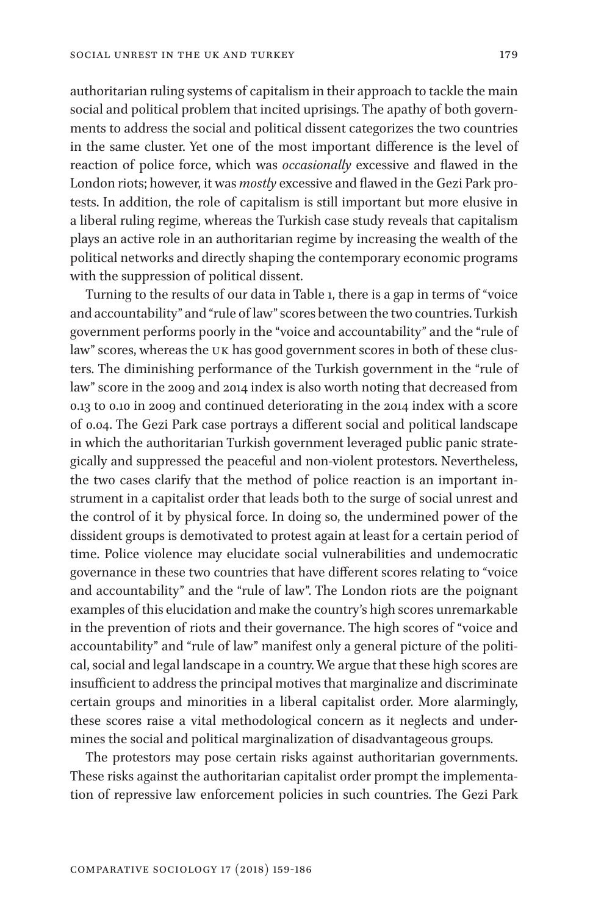authoritarian ruling systems of capitalism in their approach to tackle the main social and political problem that incited uprisings. The apathy of both governments to address the social and political dissent categorizes the two countries in the same cluster. Yet one of the most important difference is the level of reaction of police force, which was *occasionally* excessive and flawed in the London riots; however, it was *mostly* excessive and flawed in the Gezi Park protests. In addition, the role of capitalism is still important but more elusive in a liberal ruling regime, whereas the Turkish case study reveals that capitalism plays an active role in an authoritarian regime by increasing the wealth of the political networks and directly shaping the contemporary economic programs with the suppression of political dissent.

Turning to the results of our data in Table 1, there is a gap in terms of "voice and accountability" and "rule of law" scores between the two countries. Turkish government performs poorly in the "voice and accountability" and the "rule of law" scores, whereas the UK has good government scores in both of these clusters. The diminishing performance of the Turkish government in the "rule of law" score in the 2009 and 2014 index is also worth noting that decreased from 0.13 to 0.10 in 2009 and continued deteriorating in the 2014 index with a score of 0.04. The Gezi Park case portrays a different social and political landscape in which the authoritarian Turkish government leveraged public panic strategically and suppressed the peaceful and non-violent protestors. Nevertheless, the two cases clarify that the method of police reaction is an important instrument in a capitalist order that leads both to the surge of social unrest and the control of it by physical force. In doing so, the undermined power of the dissident groups is demotivated to protest again at least for a certain period of time. Police violence may elucidate social vulnerabilities and undemocratic governance in these two countries that have different scores relating to "voice and accountability" and the "rule of law". The London riots are the poignant examples of this elucidation and make the country's high scores unremarkable in the prevention of riots and their governance. The high scores of "voice and accountability" and "rule of law" manifest only a general picture of the political, social and legal landscape in a country. We argue that these high scores are insufficient to address the principal motives that marginalize and discriminate certain groups and minorities in a liberal capitalist order. More alarmingly, these scores raise a vital methodological concern as it neglects and undermines the social and political marginalization of disadvantageous groups.

The protestors may pose certain risks against authoritarian governments. These risks against the authoritarian capitalist order prompt the implementation of repressive law enforcement policies in such countries. The Gezi Park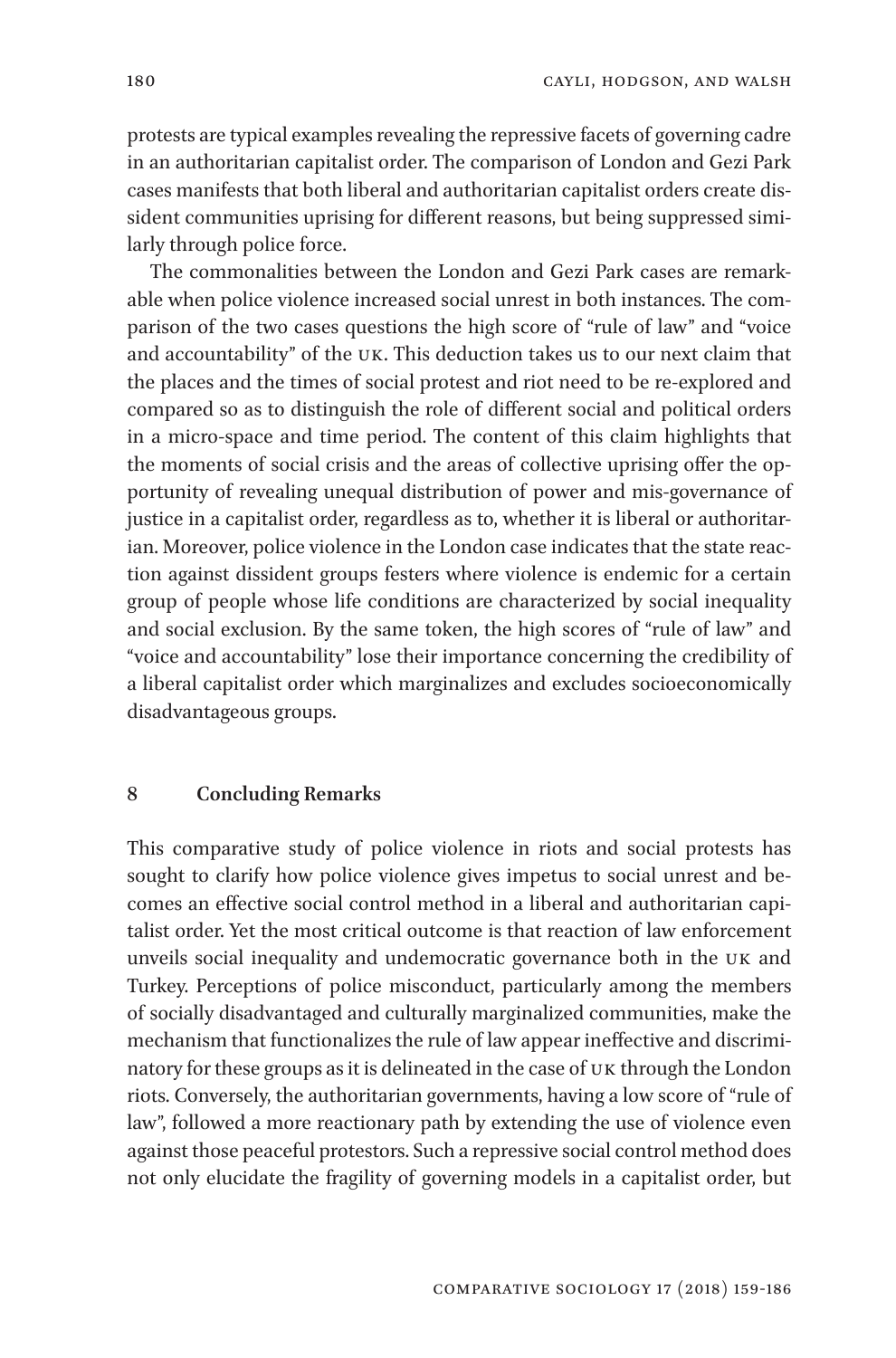protests are typical examples revealing the repressive facets of governing cadre in an authoritarian capitalist order. The comparison of London and Gezi Park cases manifests that both liberal and authoritarian capitalist orders create dissident communities uprising for different reasons, but being suppressed similarly through police force.

The commonalities between the London and Gezi Park cases are remarkable when police violence increased social unrest in both instances. The comparison of the two cases questions the high score of "rule of law" and "voice and accountability" of the UK. This deduction takes us to our next claim that the places and the times of social protest and riot need to be re-explored and compared so as to distinguish the role of different social and political orders in a micro-space and time period. The content of this claim highlights that the moments of social crisis and the areas of collective uprising offer the opportunity of revealing unequal distribution of power and mis-governance of justice in a capitalist order, regardless as to, whether it is liberal or authoritarian. Moreover, police violence in the London case indicates that the state reaction against dissident groups festers where violence is endemic for a certain group of people whose life conditions are characterized by social inequality and social exclusion. By the same token, the high scores of "rule of law" and "voice and accountability" lose their importance concerning the credibility of a liberal capitalist order which marginalizes and excludes socioeconomically disadvantageous groups.

## 8 Concluding Remarks

This comparative study of police violence in riots and social protests has sought to clarify how police violence gives impetus to social unrest and becomes an effective social control method in a liberal and authoritarian capitalist order. Yet the most critical outcome is that reaction of law enforcement unveils social inequality and undemocratic governance both in the UK and Turkey. Perceptions of police misconduct, particularly among the members of socially disadvantaged and culturally marginalized communities, make the mechanism that functionalizes the rule of law appear ineffective and discriminatory for these groups as it is delineated in the case of UK through the London riots. Conversely, the authoritarian governments, having a low score of "rule of law", followed a more reactionary path by extending the use of violence even against those peaceful protestors. Such a repressive social control method does not only elucidate the fragility of governing models in a capitalist order, but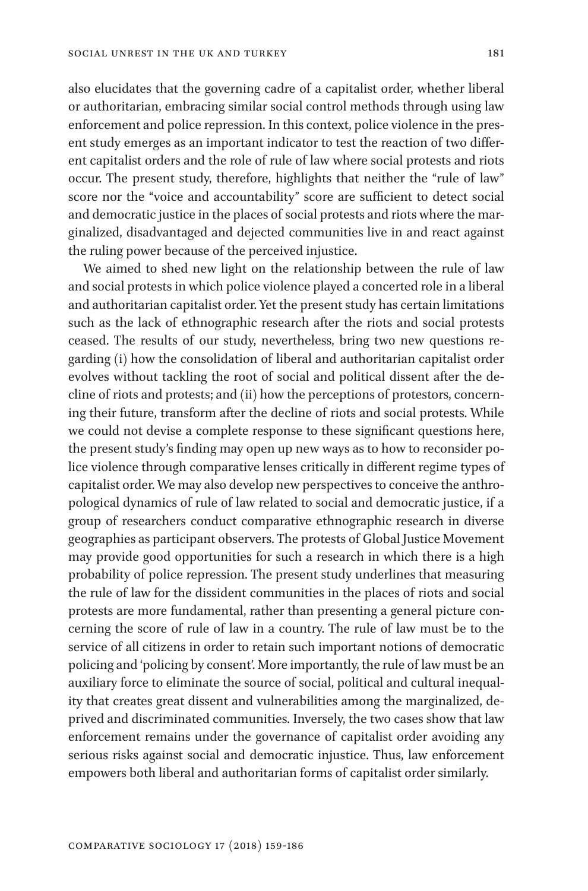also elucidates that the governing cadre of a capitalist order, whether liberal or authoritarian, embracing similar social control methods through using law enforcement and police repression. In this context, police violence in the present study emerges as an important indicator to test the reaction of two different capitalist orders and the role of rule of law where social protests and riots occur. The present study, therefore, highlights that neither the "rule of law" score nor the "voice and accountability" score are sufficient to detect social and democratic justice in the places of social protests and riots where the marginalized, disadvantaged and dejected communities live in and react against the ruling power because of the perceived injustice.

We aimed to shed new light on the relationship between the rule of law and social protests in which police violence played a concerted role in a liberal and authoritarian capitalist order. Yet the present study has certain limitations such as the lack of ethnographic research after the riots and social protests ceased. The results of our study, nevertheless, bring two new questions regarding (i) how the consolidation of liberal and authoritarian capitalist order evolves without tackling the root of social and political dissent after the decline of riots and protests; and (ii) how the perceptions of protestors, concerning their future, transform after the decline of riots and social protests. While we could not devise a complete response to these significant questions here, the present study's finding may open up new ways as to how to reconsider police violence through comparative lenses critically in different regime types of capitalist order. We may also develop new perspectives to conceive the anthropological dynamics of rule of law related to social and democratic justice, if a group of researchers conduct comparative ethnographic research in diverse geographies as participant observers. The protests of Global Justice Movement may provide good opportunities for such a research in which there is a high probability of police repression. The present study underlines that measuring the rule of law for the dissident communities in the places of riots and social protests are more fundamental, rather than presenting a general picture concerning the score of rule of law in a country. The rule of law must be to the service of all citizens in order to retain such important notions of democratic policing and 'policing by consent'. More importantly, the rule of law must be an auxiliary force to eliminate the source of social, political and cultural inequality that creates great dissent and vulnerabilities among the marginalized, deprived and discriminated communities. Inversely, the two cases show that law enforcement remains under the governance of capitalist order avoiding any serious risks against social and democratic injustice. Thus, law enforcement empowers both liberal and authoritarian forms of capitalist order similarly.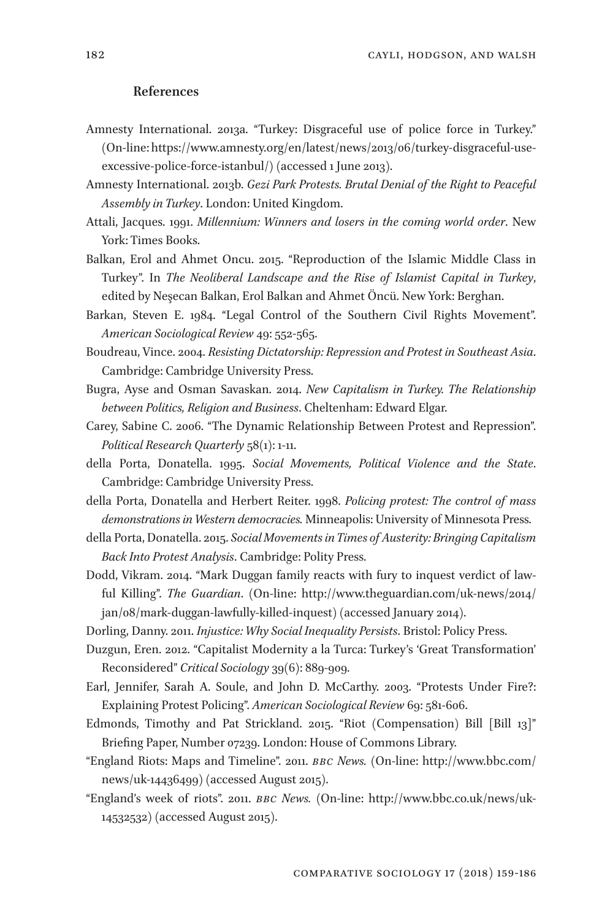### References

Amnesty International. 2013a. "Turkey: Disgraceful use of police force in Turkey." (On-line: https://www.amnesty.org/en/latest/news/2013/06/turkey-disgraceful-use-excessive-police-force-istanbul/) (accessed 1 June 2013).

Amnesty International. 2013b. *Gezi Park Protests. Brutal Denial of the Right to Peaceful Assembly in Turkey*. London: United Kingdom.

Attali, Jacques. 1991. *Millennium: Winners and losers in the coming world order*. New York: Times Books.

Balkan, Erol and Ahmet Oncu. 2015. "Reproduction of the Islamic Middle Class in Turkey". In *The Neoliberal Landscape and the Rise of Islamist Capital in Turkey*, edited by Neşecan Balkan, Erol Balkan and Ahmet Öncü. New York: Berghan.

Barkan, Steven E. 1984. "Legal Control of the Southern Civil Rights Movement". *American Sociological Review* 49: 552-565.

Boudreau, Vince. 2004. *Resisting Dictatorship: Repression and Protest in Southeast Asia*. Cambridge: Cambridge University Press.

Bugra, Ayse and Osman Savaskan. 2014. *New Capitalism in Turkey. The Relationship between Politics, Religion and Business*. Cheltenham: Edward Elgar.

Carey, Sabine C. 2006. "The Dynamic Relationship Between Protest and Repression". *Political Research Quarterly* 58(1): 1-11.

della Porta, Donatella. 1995. *Social Movements, Political Violence and the State*. Cambridge: Cambridge University Press.

della Porta, Donatella and Herbert Reiter. 1998. *Policing protest: The control of mass demonstrations in Western democracies.* Minneapolis: University of Minnesota Press.

della Porta, Donatella. 2015. *Social Movements in Times of Austerity: Bringing Capitalism Back Into Protest Analysis*. Cambridge: Polity Press.

Dodd, Vikram. 2014. "Mark Duggan family reacts with fury to inquest verdict of lawful Killing". *The Guardian*. (On-line: http://www.theguardian.com/uk-news/2014/jan/08/mark-duggan-lawfully-killed-inquest) (accessed January 2014).

Dorling, Danny. 2011. *Injustice: Why Social Inequality Persists*. Bristol: Policy Press.

Duzgun, Eren. 2012. "Capitalist Modernity a la Turca: Turkey's 'Great Transformation' Reconsidered" *Critical Sociology* 39(6): 889-909.

Earl, Jennifer, Sarah A. Soule, and John D. McCarthy. 2003. "Protests Under Fire?: Explaining Protest Policing". *American Sociological Review* 69: 581-606.

Edmonds, Timothy and Pat Strickland. 2015. "Riot (Compensation) Bill [Bill 13]" Briefing Paper, Number 07239. London: House of Commons Library.

"England Riots: Maps and Timeline". 2011. *BBC News.* (On-line: http://www.bbc.com/news/uk-14436499) (accessed August 2015).

"England's week of riots". 2011. *BBC News.* (On-line: http://www.bbc.co.uk/news/uk-14532532) (accessed August 2015).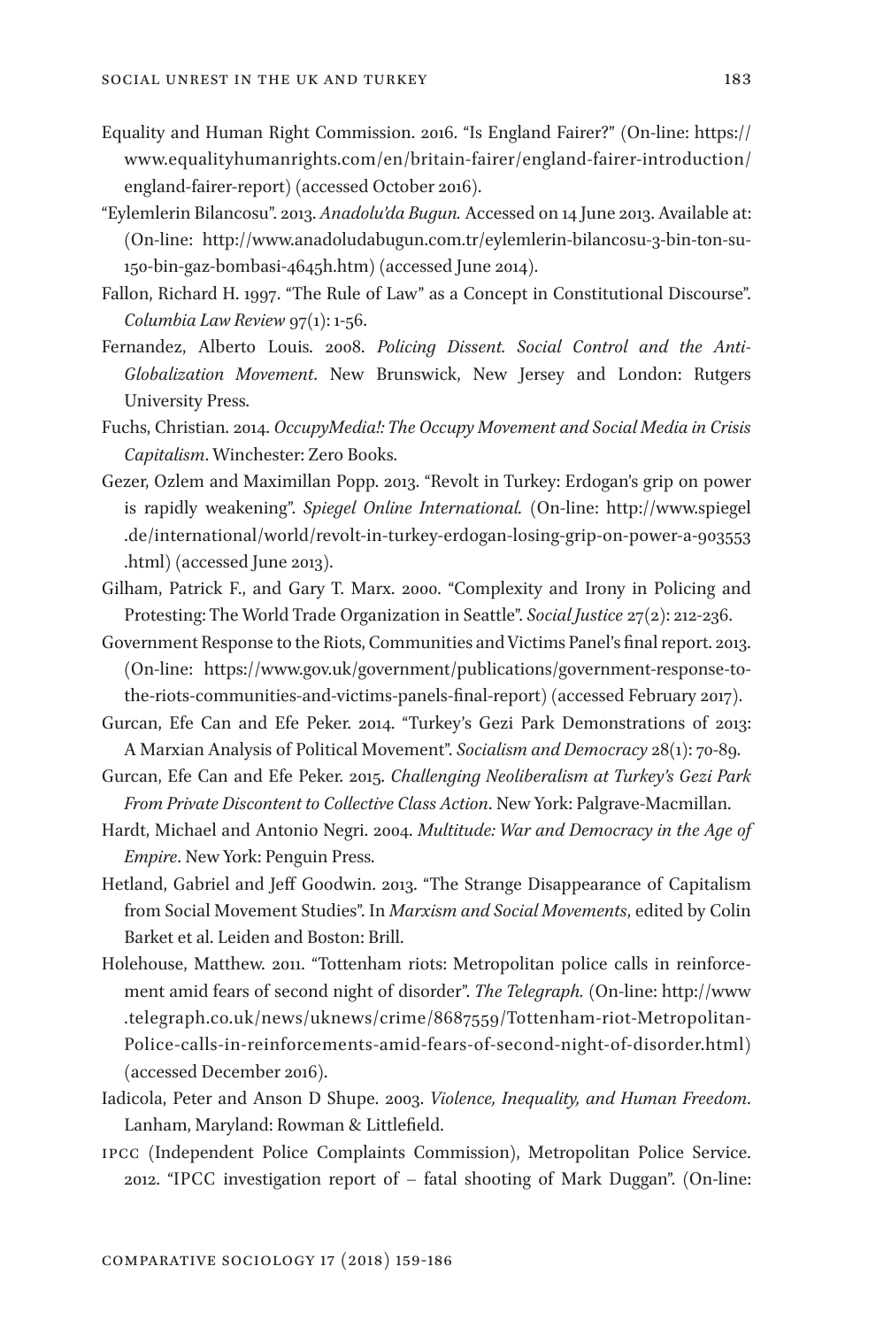Equality and Human Right Commission. 2016. "Is England Fairer?" (On-line: https://www.equalityhumanrights.com/en/britain-fairer/england-fairer-introduction/england-fairer-report) (accessed October 2016).

"Eylemlerin Bilancosu". 2013. *Anadolu'da Bugun.* Accessed on 14 June 2013. Available at: (On-line: http://www.anadoludabugun.com.tr/eylemlerin-bilancosu-3-bin-ton-su-150-bin-gaz-bombasi-4645h.htm) (accessed June 2014).

Fallon, Richard H. 1997. "The Rule of Law" as a Concept in Constitutional Discourse". *Columbia Law Review* 97(1): 1-56.

Fernandez, Alberto Louis. 2008. *Policing Dissent. Social Control and the Anti-Globalization Movement*. New Brunswick, New Jersey and London: Rutgers University Press.

Fuchs, Christian. 2014. *OccupyMedia!: The Occupy Movement and Social Media in Crisis Capitalism*. Winchester: Zero Books.

Gezer, Ozlem and Maximillan Popp. 2013. "Revolt in Turkey: Erdogan's grip on power is rapidly weakening". *Spiegel Online International.* (On-line: http://www.spiegel.de/international/world/revolt-in-turkey-erdogan-losing-grip-on-power-a-903553.html) (accessed June 2013).

Gilham, Patrick F., and Gary T. Marx. 2000. "Complexity and Irony in Policing and Protesting: The World Trade Organization in Seattle". *Social Justice* 27(2): 212-236.

Government Response to the Riots, Communities and Victims Panel's final report. 2013. (On-line: https://www.gov.uk/government/publications/government-response-to-the-riots-communities-and-victims-panels-final-report) (accessed February 2017).

Gurcan, Efe Can and Efe Peker. 2014. "Turkey's Gezi Park Demonstrations of 2013: A Marxian Analysis of Political Movement". *Socialism and Democracy* 28(1): 70-89.

Gurcan, Efe Can and Efe Peker. 2015. *Challenging Neoliberalism at Turkey's Gezi Park From Private Discontent to Collective Class Action*. New York: Palgrave-Macmillan.

Hardt, Michael and Antonio Negri. 2004. *Multitude: War and Democracy in the Age of Empire*. New York: Penguin Press.

Hetland, Gabriel and Jeff Goodwin. 2013. "The Strange Disappearance of Capitalism from Social Movement Studies". In *Marxism and Social Movements*, edited by Colin Barket et al. Leiden and Boston: Brill.

Holehouse, Matthew. 2011. "Tottenham riots: Metropolitan police calls in reinforcement amid fears of second night of disorder". *The Telegraph.* (On-line: http://www.telegraph.co.uk/news/uknews/crime/8687559/Tottenham-riot-Metropolitan-Police-calls-in-reinforcements-amid-fears-of-second-night-of-disorder.html) (accessed December 2016).

Iadicola, Peter and Anson D Shupe. 2003. *Violence, Inequality, and Human Freedom*. Lanham, Maryland: Rowman & Littlefield.

IPCC (Independent Police Complaints Commission), Metropolitan Police Service. 2012. "IPCC investigation report of – fatal shooting of Mark Duggan". (On-line: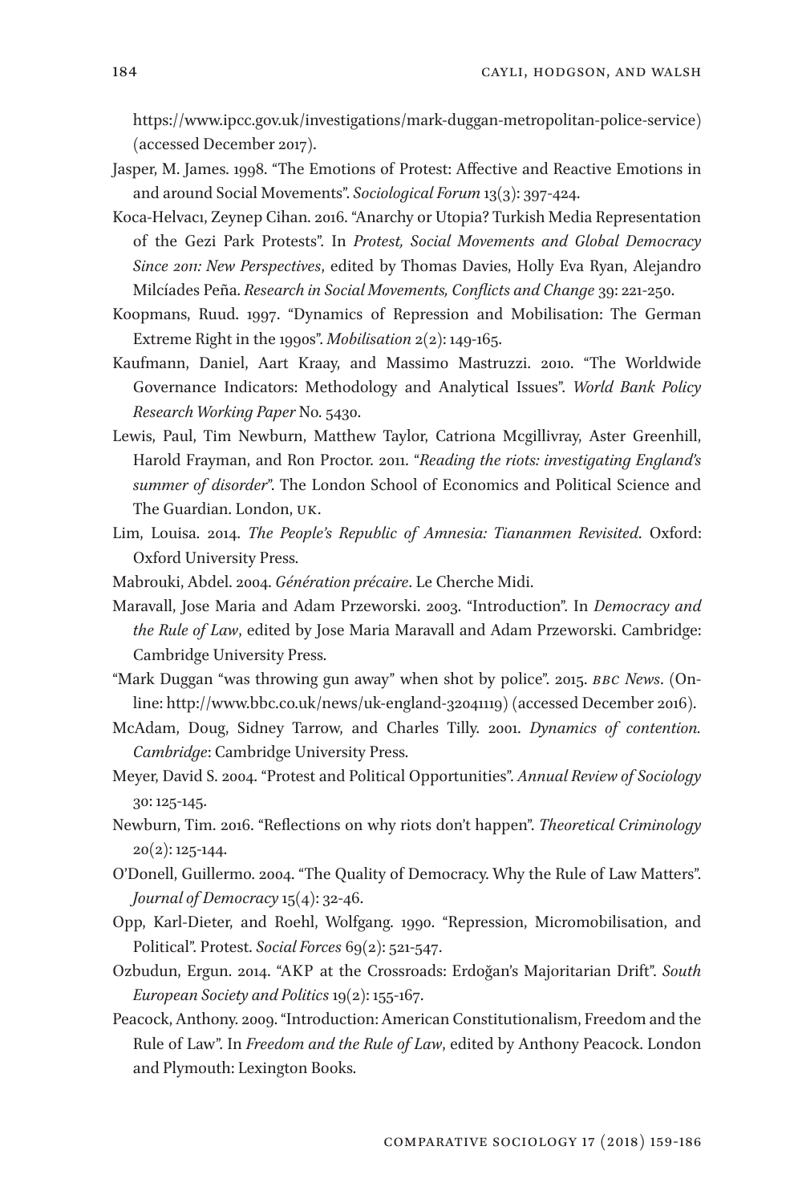https://www.ipcc.gov.uk/investigations/mark-duggan-metropolitan-police-service) (accessed December 2017).

Jasper, M. James. 1998. "The Emotions of Protest: Affective and Reactive Emotions in and around Social Movements". *Sociological Forum* 13(3): 397-424.

Koca-Helvacı, Zeynep Cihan. 2016. "Anarchy or Utopia? Turkish Media Representation of the Gezi Park Protests". In *Protest, Social Movements and Global Democracy Since 2011: New Perspectives*, edited by Thomas Davies, Holly Eva Ryan, Alejandro Milcíades Peña. *Research in Social Movements, Conflicts and Change* 39: 221-250.

Koopmans, Ruud. 1997. "Dynamics of Repression and Mobilisation: The German Extreme Right in the 1990s". *Mobilisation* 2(2): 149-165.

Kaufmann, Daniel, Aart Kraay, and Massimo Mastruzzi. 2010. "The Worldwide Governance Indicators: Methodology and Analytical Issues". *World Bank Policy Research Working Paper* No. 5430.

Lewis, Paul, Tim Newburn, Matthew Taylor, Catriona Mcgillivray, Aster Greenhill, Harold Frayman, and Ron Proctor. 2011. "*Reading the riots: investigating England's summer of disorder*". The London School of Economics and Political Science and The Guardian. London, UK.

Lim, Louisa. 2014. *The People's Republic of Amnesia: Tiananmen Revisited*. Oxford: Oxford University Press.

Mabrouki, Abdel. 2004. *Génération précaire*. Le Cherche Midi.

Maravall, Jose Maria and Adam Przeworski. 2003. "Introduction". In *Democracy and the Rule of Law*, edited by Jose Maria Maravall and Adam Przeworski. Cambridge: Cambridge University Press.

"Mark Duggan "was throwing gun away" when shot by police". 2015. *BBC News*. (Online: http://www.bbc.co.uk/news/uk-england-32041119) (accessed December 2016).

McAdam, Doug, Sidney Tarrow, and Charles Tilly. 2001. *Dynamics of contention. Cambridge*: Cambridge University Press.

Meyer, David S. 2004. "Protest and Political Opportunities". *Annual Review of Sociology* 30: 125-145.

Newburn, Tim. 2016. "Reflections on why riots don't happen". *Theoretical Criminology* 20(2): 125-144.

O'Donell, Guillermo. 2004. "The Quality of Democracy. Why the Rule of Law Matters". *Journal of Democracy* 15(4): 32-46.

Opp, Karl-Dieter, and Roehl, Wolfgang. 1990. "Repression, Micromobilisation, and Political". Protest. *Social Forces* 69(2): 521-547.

Ozbudun, Ergun. 2014. "AKP at the Crossroads: Erdoğan's Majoritarian Drift". *South European Society and Politics* 19(2): 155-167.

Peacock, Anthony. 2009. "Introduction: American Constitutionalism, Freedom and the Rule of Law". In *Freedom and the Rule of Law*, edited by Anthony Peacock. London and Plymouth: Lexington Books.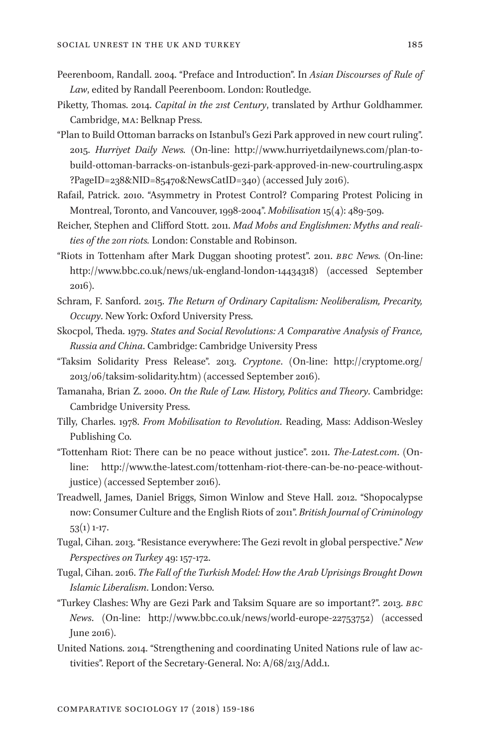Peerenboom, Randall. 2004. "Preface and Introduction". In *Asian Discourses of Rule of Law*, edited by Randall Peerenboom. London: Routledge.

Piketty, Thomas. 2014. *Capital in the 21st Century*, translated by Arthur Goldhammer. Cambridge, MA: Belknap Press.

"Plan to Build Ottoman barracks on Istanbul's Gezi Park approved in new court ruling". 2015. *Hurriyet Daily News.* (On-line: http://www.hurriyetdailynews.com/plan-to-build-ottoman-barracks-on-istanbuls-gezi-park-approved-in-new-courtruling.aspx?PageID=238&NID=85470&NewsCatID=340) (accessed July 2016).

Rafail, Patrick. 2010. "Asymmetry in Protest Control? Comparing Protest Policing in Montreal, Toronto, and Vancouver, 1998-2004". *Mobilisation* 15(4): 489-509.

Reicher, Stephen and Clifford Stott. 2011. *Mad Mobs and Englishmen: Myths and realities of the 2011 riots.* London: Constable and Robinson.

"Riots in Tottenham after Mark Duggan shooting protest". 2011. *BBC News.* (On-line: http://www.bbc.co.uk/news/uk-england-london-14434318) (accessed September 2016).

Schram, F. Sanford. 2015. *The Return of Ordinary Capitalism: Neoliberalism, Precarity, Occupy*. New York: Oxford University Press.

Skocpol, Theda. 1979. *States and Social Revolutions: A Comparative Analysis of France, Russia and China*. Cambridge: Cambridge University Press

"Taksim Solidarity Press Release". 2013. *Cryptone*. (On-line: http://cryptome.org/2013/06/taksim-solidarity.htm) (accessed September 2016).

Tamanaha, Brian Z. 2000. *On the Rule of Law. History, Politics and Theory*. Cambridge: Cambridge University Press.

Tilly, Charles. 1978. *From Mobilisation to Revolution*. Reading, Mass: Addison-Wesley Publishing Co.

"Tottenham Riot: There can be no peace without justice". 2011. *The-Latest.com*. (On-line: http://www.the-latest.com/tottenham-riot-there-can-be-no-peace-without-justice) (accessed September 2016).

Treadwell, James, Daniel Briggs, Simon Winlow and Steve Hall. 2012. "Shopocalypse now: Consumer Culture and the English Riots of 2011". *British Journal of Criminology* 53(1) 1-17.

Tugal, Cihan. 2013. "Resistance everywhere: The Gezi revolt in global perspective." *New Perspectives on Turkey* 49: 157-172.

Tugal, Cihan. 2016. *The Fall of the Turkish Model: How the Arab Uprisings Brought Down Islamic Liberalism*. London: Verso.

"Turkey Clashes: Why are Gezi Park and Taksim Square are so important?". 2013. *BBC News*. (On-line: http://www.bbc.co.uk/news/world-europe-22753752) (accessed June 2016).

United Nations. 2014. "Strengthening and coordinating United Nations rule of law activities". Report of the Secretary-General. No: A/68/213/Add.1.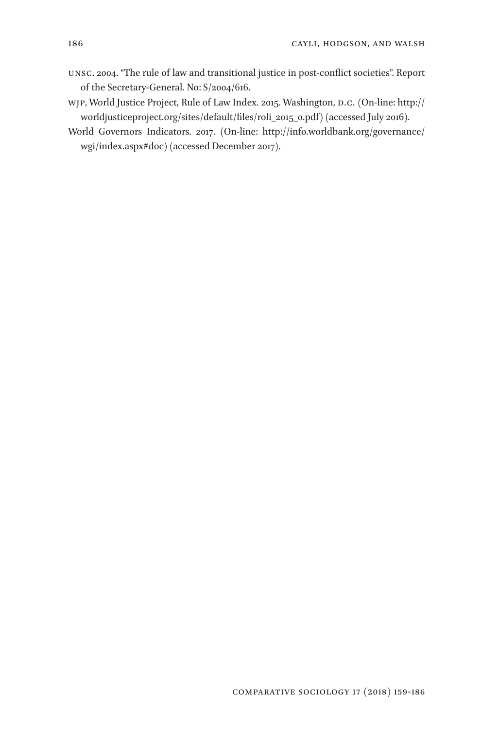UNSC. 2004. "The rule of law and transitional justice in post-conflict societies". Report of the Secretary-General. No: S/2004/616.

WJP, World Justice Project, Rule of Law Index. 2015. Washington, D.C. (On-line: http://worldjusticeproject.org/sites/default/files/roli_2015_0.pdf) (accessed July 2016).

World Governors Indicators. 2017. (On-line: http://info.worldbank.org/governance/wgi/index.aspx#doc) (accessed December 2017).